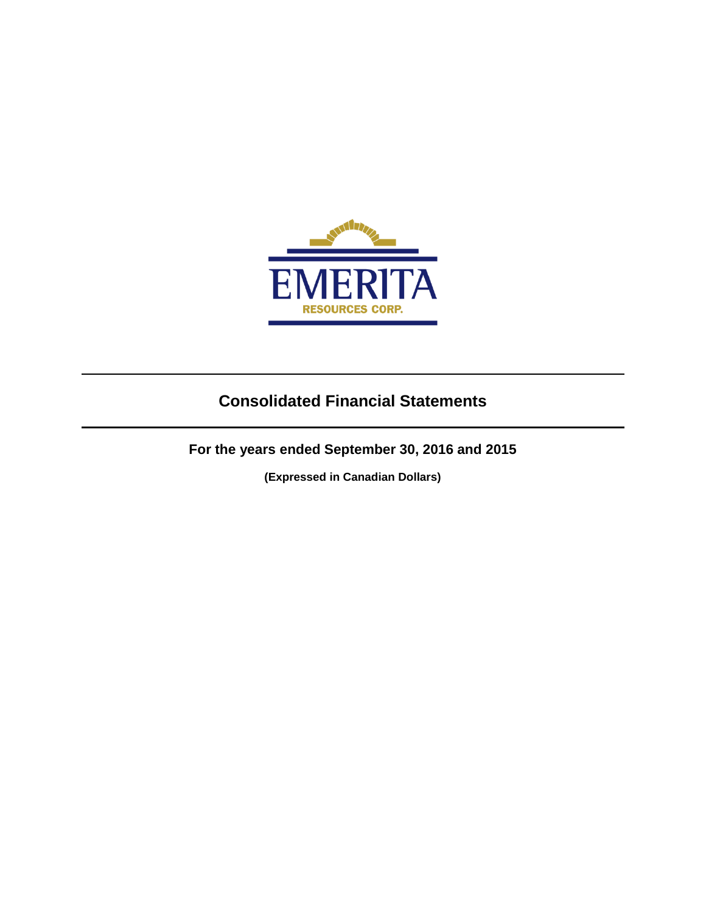EMERITA

RESOURCES CORP.

# Consolidated Financial Statements

## For the years ended September 30, 2016 and 2015

**(Expressed in Canadian Dollars)**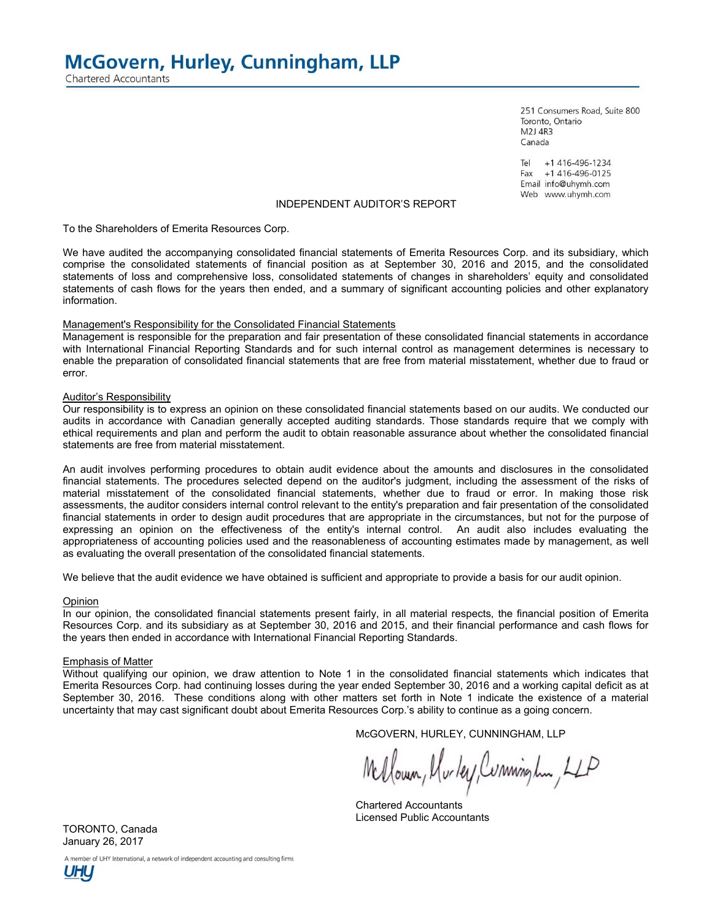# McGovern, Hurley, Cunningham, LLP

Chartered Accountants

251 Consumers Road, Suite 800
Toronto, Ontario
M2J 4R3
Canada

Tel +1 416-496-1234
Fax +1 416-496-0125
Email info@uhymh.com
Web www.uhymh.com

## INDEPENDENT AUDITOR'S REPORT

To the Shareholders of Emerita Resources Corp.

We have audited the accompanying consolidated financial statements of Emerita Resources Corp. and its subsidiary, which comprise the consolidated statements of financial position as at September 30, 2016 and 2015, and the consolidated statements of loss and comprehensive loss, consolidated statements of changes in shareholders' equity and consolidated statements of cash flows for the years then ended, and a summary of significant accounting policies and other explanatory information.

### Management's Responsibility for the Consolidated Financial Statements

Management is responsible for the preparation and fair presentation of these consolidated financial statements in accordance with International Financial Reporting Standards and for such internal control as management determines is necessary to enable the preparation of consolidated financial statements that are free from material misstatement, whether due to fraud or error.

### Auditor's Responsibility

Our responsibility is to express an opinion on these consolidated financial statements based on our audits. We conducted our audits in accordance with Canadian generally accepted auditing standards. Those standards require that we comply with ethical requirements and plan and perform the audit to obtain reasonable assurance about whether the consolidated financial statements are free from material misstatement.

An audit involves performing procedures to obtain audit evidence about the amounts and disclosures in the consolidated financial statements. The procedures selected depend on the auditor's judgment, including the assessment of the risks of material misstatement of the consolidated financial statements, whether due to fraud or error. In making those risk assessments, the auditor considers internal control relevant to the entity's preparation and fair presentation of the consolidated financial statements in order to design audit procedures that are appropriate in the circumstances, but not for the purpose of expressing an opinion on the effectiveness of the entity's internal control. An audit also includes evaluating the appropriateness of accounting policies used and the reasonableness of accounting estimates made by management, as well as evaluating the overall presentation of the consolidated financial statements.

We believe that the audit evidence we have obtained is sufficient and appropriate to provide a basis for our audit opinion.

### Opinion

In our opinion, the consolidated financial statements present fairly, in all material respects, the financial position of Emerita Resources Corp. and its subsidiary as at September 30, 2016 and 2015, and their financial performance and cash flows for the years then ended in accordance with International Financial Reporting Standards.

### Emphasis of Matter

Without qualifying our opinion, we draw attention to Note 1 in the consolidated financial statements which indicates that Emerita Resources Corp. had continuing losses during the year ended September 30, 2016 and a working capital deficit as at September 30, 2016. These conditions along with other matters set forth in Note 1 indicate the existence of a material uncertainty that may cast significant doubt about Emerita Resources Corp.'s ability to continue as a going concern.

McGOVERN, HURLEY, CUNNINGHAM, LLP

McGovern, Hurley, Cunningham, LLP

Chartered Accountants
Licensed Public Accountants

TORONTO, Canada
January 26, 2017

A member of UHY International, a network of independent accounting and consulting firms

UHY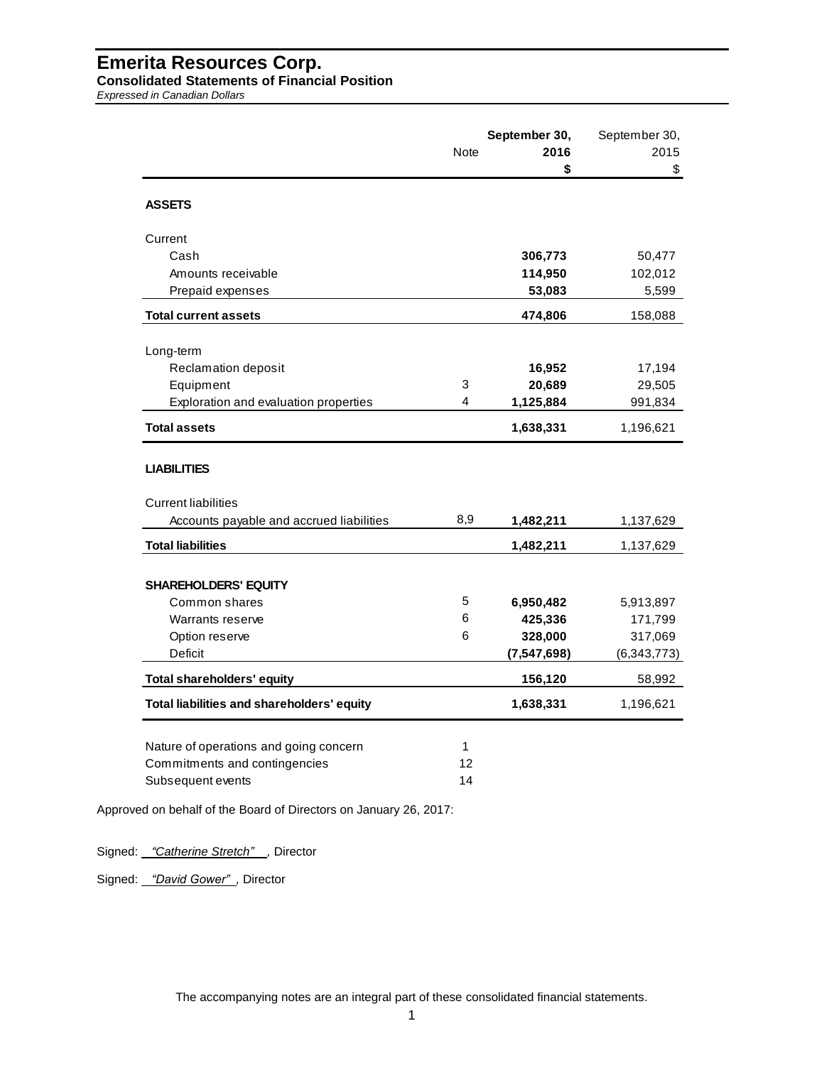# Emerita Resources Corp.

**Consolidated Statements of Financial Position**

*Expressed in Canadian Dollars*

| | Note | **September 30, 2016 $** | September 30, 2015 $ |
|---|---|---|---|
| **ASSETS** | | | |
| Current | | | |
| Cash | | **306,773** | 50,477 |
| Amounts receivable | | **114,950** | 102,012 |
| Prepaid expenses | | **53,083** | 5,599 |
| **Total current assets** | | **474,806** | 158,088 |
| Long-term | | | |
| Reclamation deposit | | **16,952** | 17,194 |
| Equipment | 3 | **20,689** | 29,505 |
| Exploration and evaluation properties | 4 | **1,125,884** | 991,834 |
| **Total assets** | | **1,638,331** | 1,196,621 |
| **LIABILITIES** | | | |
| Current liabilities | | | |
| Accounts payable and accrued liabilities | 8,9 | **1,482,211** | 1,137,629 |
| **Total liabilities** | | **1,482,211** | 1,137,629 |
| **SHAREHOLDERS' EQUITY** | | | |
| Common shares | 5 | **6,950,482** | 5,913,897 |
| Warrants reserve | 6 | **425,336** | 171,799 |
| Option reserve | 6 | **328,000** | 317,069 |
| Deficit | | **(7,547,698)** | (6,343,773) |
| **Total shareholders' equity** | | **156,120** | 58,992 |
| **Total liabilities and shareholders' equity** | | **1,638,331** | 1,196,621 |

| | Note |
|---|---|
| Nature of operations and going concern | 1 |
| Commitments and contingencies | 12 |
| Subsequent events | 14 |

Approved on behalf of the Board of Directors on January 26, 2017:

Signed: *"Catherine Stretch"*, Director

Signed: *"David Gower"*, Director

The accompanying notes are an integral part of these consolidated financial statements.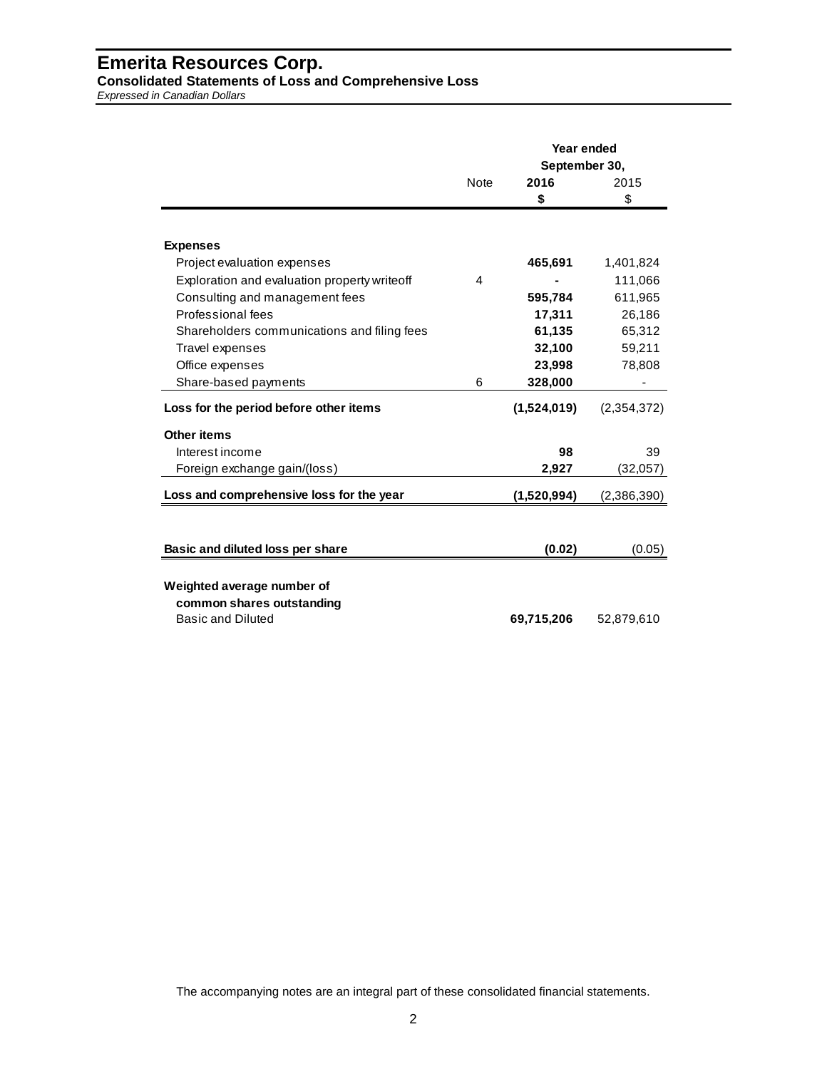# Emerita Resources Corp.

**Consolidated Statements of Loss and Comprehensive Loss**

*Expressed in Canadian Dollars*

| | Note | Year ended September 30, 2016 $ | 2015 $ |
|---|---|---|---|
| **Expenses** | | | |
| Project evaluation expenses | | **465,691** | 1,401,824 |
| Exploration and evaluation property writeoff | 4 | **-** | 111,066 |
| Consulting and management fees | | **595,784** | 611,965 |
| Professional fees | | **17,311** | 26,186 |
| Shareholders communications and filing fees | | **61,135** | 65,312 |
| Travel expenses | | **32,100** | 59,211 |
| Office expenses | | **23,998** | 78,808 |
| Share-based payments | 6 | **328,000** | - |
| **Loss for the period before other items** | | **(1,524,019)** | (2,354,372) |
| **Other items** | | | |
| Interest income | | **98** | 39 |
| Foreign exchange gain/(loss) | | **2,927** | (32,057) |
| **Loss and comprehensive loss for the year** | | **(1,520,994)** | (2,386,390) |
| **Basic and diluted loss per share** | | **(0.02)** | (0.05) |
| **Weighted average number of common shares outstanding** | | | |
| Basic and Diluted | | **69,715,206** | 52,879,610 |

The accompanying notes are an integral part of these consolidated financial statements.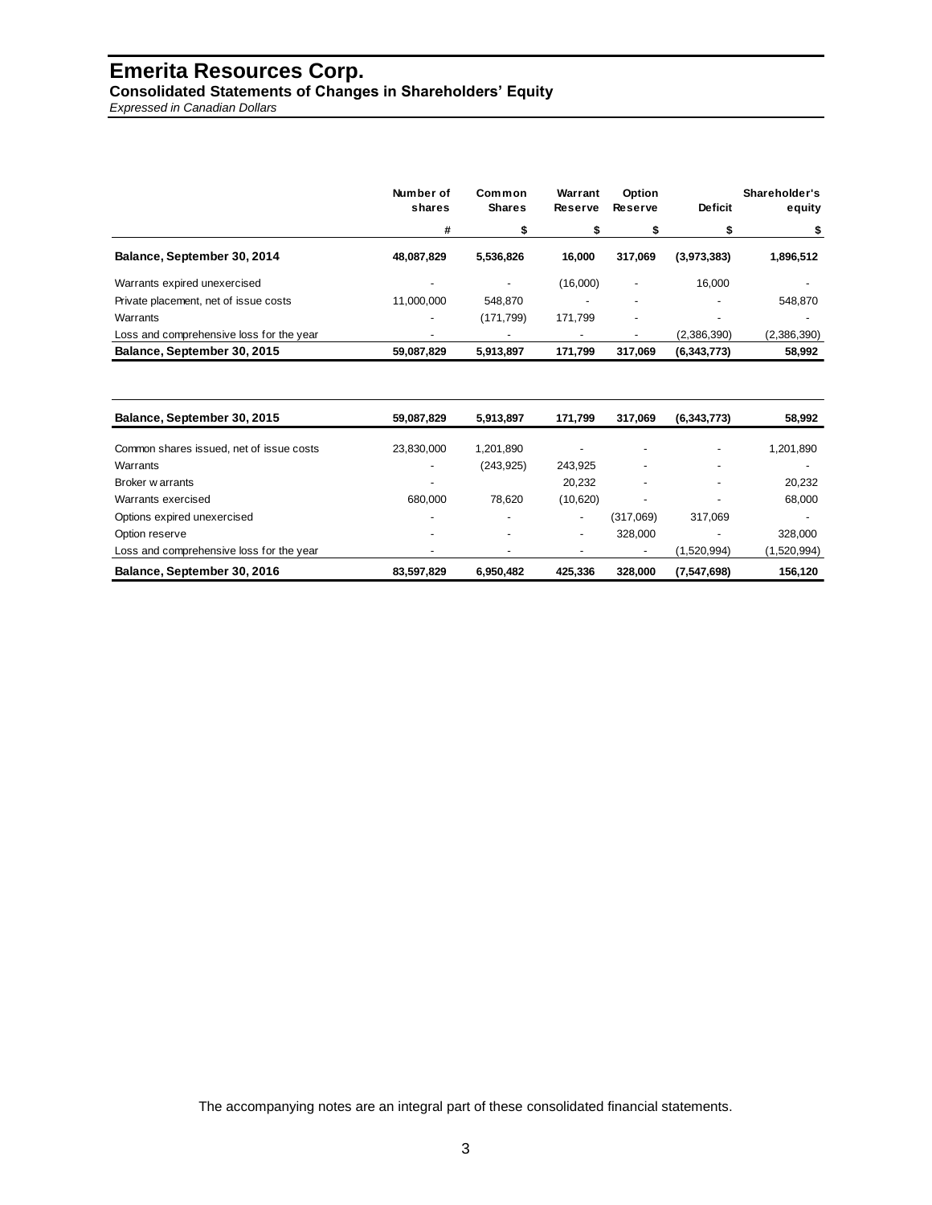# Emerita Resources Corp.

**Consolidated Statements of Changes in Shareholders' Equity**

*Expressed in Canadian Dollars*

| | Number of shares | Common Shares | Warrant Reserve | Option Reserve | Deficit | Shareholder's equity |
|---|---|---|---|---|---|---|
| | # | $ | $ | $ | $ | $ |
| **Balance, September 30, 2014** | **48,087,829** | **5,536,826** | **16,000** | **317,069** | **(3,973,383)** | **1,896,512** |
| Warrants expired unexercised | - | - | (16,000) | - | 16,000 | - |
| Private placement, net of issue costs | 11,000,000 | 548,870 | - | - | - | 548,870 |
| Warrants | - | (171,799) | 171,799 | - | - | - |
| Loss and comprehensive loss for the year | - | - | - | - | (2,386,390) | (2,386,390) |
| **Balance, September 30, 2015** | **59,087,829** | **5,913,897** | **171,799** | **317,069** | **(6,343,773)** | **58,992** |

| | Number of shares | Common Shares | Warrant Reserve | Option Reserve | Deficit | Shareholder's equity |
|---|---|---|---|---|---|---|
| **Balance, September 30, 2015** | **59,087,829** | **5,913,897** | **171,799** | **317,069** | **(6,343,773)** | **58,992** |
| Common shares issued, net of issue costs | 23,830,000 | 1,201,890 | - | - | - | 1,201,890 |
| Warrants | - | (243,925) | 243,925 | - | - | - |
| Broker warrants | - | | 20,232 | - | - | 20,232 |
| Warrants exercised | 680,000 | 78,620 | (10,620) | - | - | 68,000 |
| Options expired unexercised | - | - | - | (317,069) | 317,069 | - |
| Option reserve | - | - | - | 328,000 | - | 328,000 |
| Loss and comprehensive loss for the year | - | - | - | - | (1,520,994) | (1,520,994) |
| **Balance, September 30, 2016** | **83,597,829** | **6,950,482** | **425,336** | **328,000** | **(7,547,698)** | **156,120** |

The accompanying notes are an integral part of these consolidated financial statements.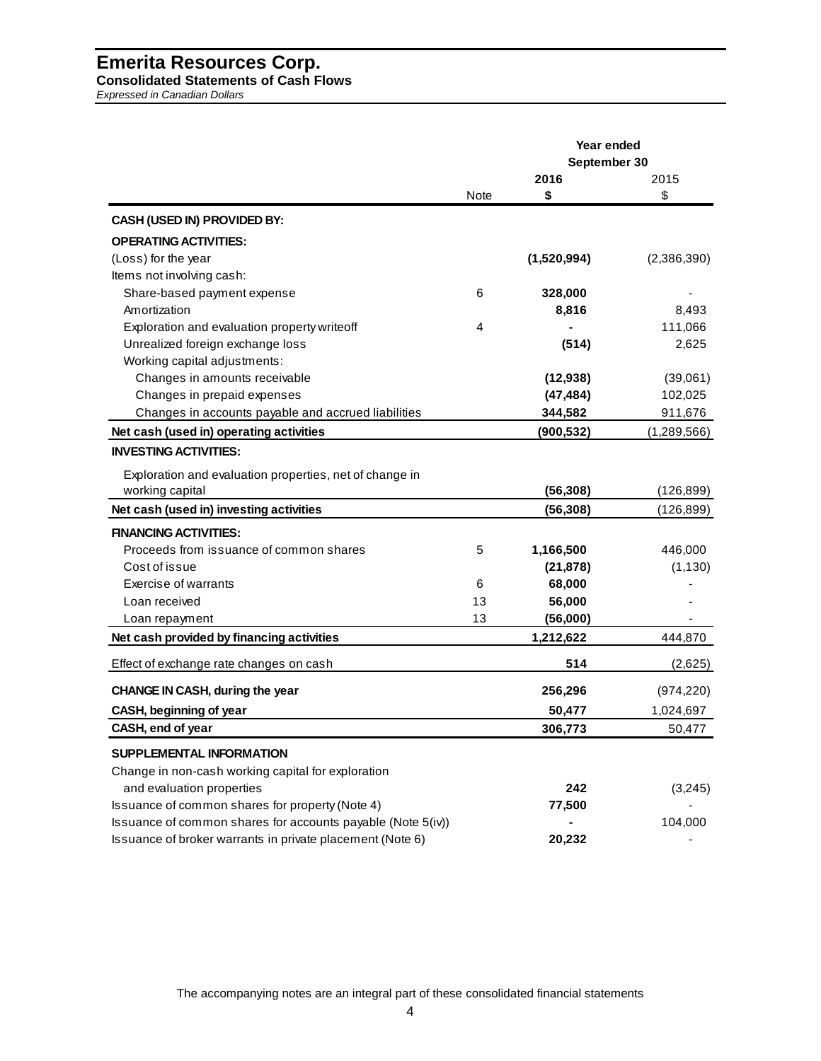# Emerita Resources Corp.

**Consolidated Statements of Cash Flows**

*Expressed in Canadian Dollars*

| | Note | Year ended September 30 2016 $ | 2015 $ |
|---|---|---|---|
| **CASH (USED IN) PROVIDED BY:** | | | |
| **OPERATING ACTIVITIES:** | | | |
| (Loss) for the year | | **(1,520,994)** | (2,386,390) |
| Items not involving cash: | | | |
| Share-based payment expense | 6 | **328,000** | - |
| Amortization | | **8,816** | 8,493 |
| Exploration and evaluation property writeoff | 4 | **-** | 111,066 |
| Unrealized foreign exchange loss | | **(514)** | 2,625 |
| Working capital adjustments: | | | |
| Changes in amounts receivable | | **(12,938)** | (39,061) |
| Changes in prepaid expenses | | **(47,484)** | 102,025 |
| Changes in accounts payable and accrued liabilities | | **344,582** | 911,676 |
| **Net cash (used in) operating activities** | | **(900,532)** | (1,289,566) |
| **INVESTING ACTIVITIES:** | | | |
| Exploration and evaluation properties, net of change in working capital | | **(56,308)** | (126,899) |
| **Net cash (used in) investing activities** | | **(56,308)** | (126,899) |
| **FINANCING ACTIVITIES:** | | | |
| Proceeds from issuance of common shares | 5 | **1,166,500** | 446,000 |
| Cost of issue | | **(21,878)** | (1,130) |
| Exercise of warrants | 6 | **68,000** | - |
| Loan received | 13 | **56,000** | - |
| Loan repayment | 13 | **(56,000)** | - |
| **Net cash provided by financing activities** | | **1,212,622** | 444,870 |
| Effect of exchange rate changes on cash | | **514** | (2,625) |
| **CHANGE IN CASH, during the year** | | **256,296** | (974,220) |
| **CASH, beginning of year** | | **50,477** | 1,024,697 |
| **CASH, end of year** | | **306,773** | 50,477 |
| **SUPPLEMENTAL INFORMATION** | | | |
| Change in non-cash working capital for exploration and evaluation properties | | **242** | (3,245) |
| Issuance of common shares for property (Note 4) | | **77,500** | - |
| Issuance of common shares for accounts payable (Note 5(iv)) | | **-** | 104,000 |
| Issuance of broker warrants in private placement (Note 6) | | **20,232** | - |

The accompanying notes are an integral part of these consolidated financial statements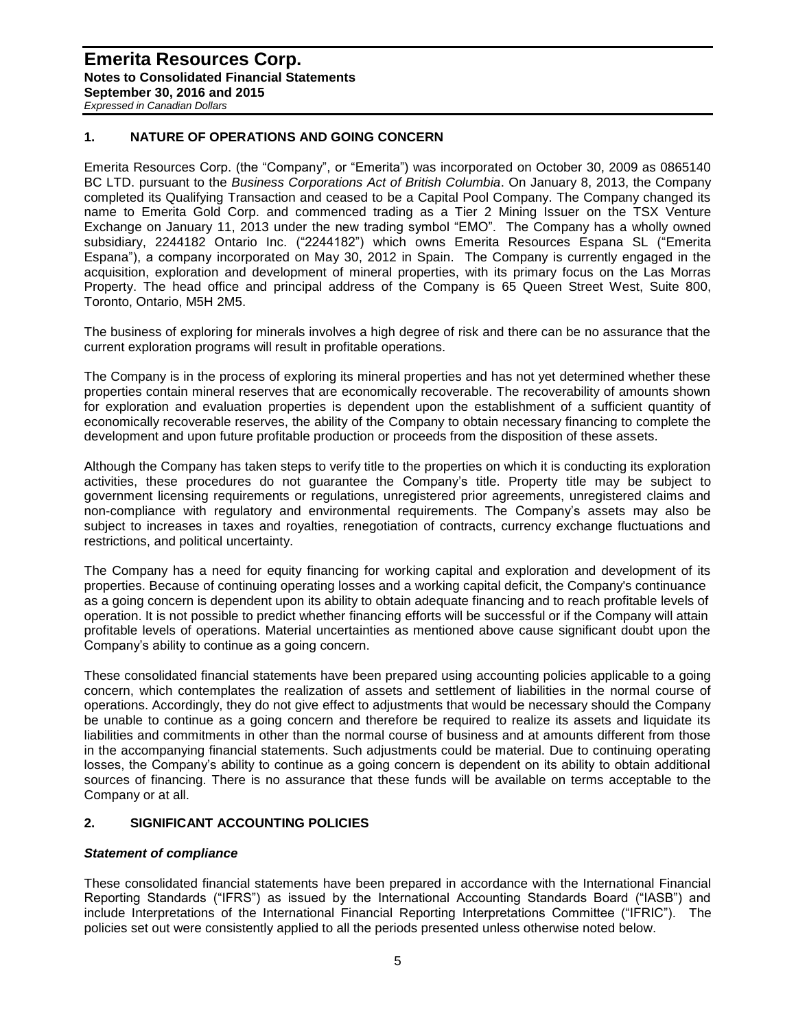## 1. NATURE OF OPERATIONS AND GOING CONCERN

Emerita Resources Corp. (the "Company", or "Emerita") was incorporated on October 30, 2009 as 0865140 BC LTD. pursuant to the *Business Corporations Act of British Columbia*. On January 8, 2013, the Company completed its Qualifying Transaction and ceased to be a Capital Pool Company. The Company changed its name to Emerita Gold Corp. and commenced trading as a Tier 2 Mining Issuer on the TSX Venture Exchange on January 11, 2013 under the new trading symbol "EMO". The Company has a wholly owned subsidiary, 2244182 Ontario Inc. ("2244182") which owns Emerita Resources Espana SL ("Emerita Espana"), a company incorporated on May 30, 2012 in Spain. The Company is currently engaged in the acquisition, exploration and development of mineral properties, with its primary focus on the Las Morras Property. The head office and principal address of the Company is 65 Queen Street West, Suite 800, Toronto, Ontario, M5H 2M5.

The business of exploring for minerals involves a high degree of risk and there can be no assurance that the current exploration programs will result in profitable operations.

The Company is in the process of exploring its mineral properties and has not yet determined whether these properties contain mineral reserves that are economically recoverable. The recoverability of amounts shown for exploration and evaluation properties is dependent upon the establishment of a sufficient quantity of economically recoverable reserves, the ability of the Company to obtain necessary financing to complete the development and upon future profitable production or proceeds from the disposition of these assets.

Although the Company has taken steps to verify title to the properties on which it is conducting its exploration activities, these procedures do not guarantee the Company's title. Property title may be subject to government licensing requirements or regulations, unregistered prior agreements, unregistered claims and non-compliance with regulatory and environmental requirements. The Company's assets may also be subject to increases in taxes and royalties, renegotiation of contracts, currency exchange fluctuations and restrictions, and political uncertainty.

The Company has a need for equity financing for working capital and exploration and development of its properties. Because of continuing operating losses and a working capital deficit, the Company's continuance as a going concern is dependent upon its ability to obtain adequate financing and to reach profitable levels of operation. It is not possible to predict whether financing efforts will be successful or if the Company will attain profitable levels of operations. Material uncertainties as mentioned above cause significant doubt upon the Company's ability to continue as a going concern.

These consolidated financial statements have been prepared using accounting policies applicable to a going concern, which contemplates the realization of assets and settlement of liabilities in the normal course of operations. Accordingly, they do not give effect to adjustments that would be necessary should the Company be unable to continue as a going concern and therefore be required to realize its assets and liquidate its liabilities and commitments in other than the normal course of business and at amounts different from those in the accompanying financial statements. Such adjustments could be material. Due to continuing operating losses, the Company's ability to continue as a going concern is dependent on its ability to obtain additional sources of financing. There is no assurance that these funds will be available on terms acceptable to the Company or at all.

## 2. SIGNIFICANT ACCOUNTING POLICIES

### *Statement of compliance*

These consolidated financial statements have been prepared in accordance with the International Financial Reporting Standards ("IFRS") as issued by the International Accounting Standards Board ("IASB") and include Interpretations of the International Financial Reporting Interpretations Committee ("IFRIC"). The policies set out were consistently applied to all the periods presented unless otherwise noted below.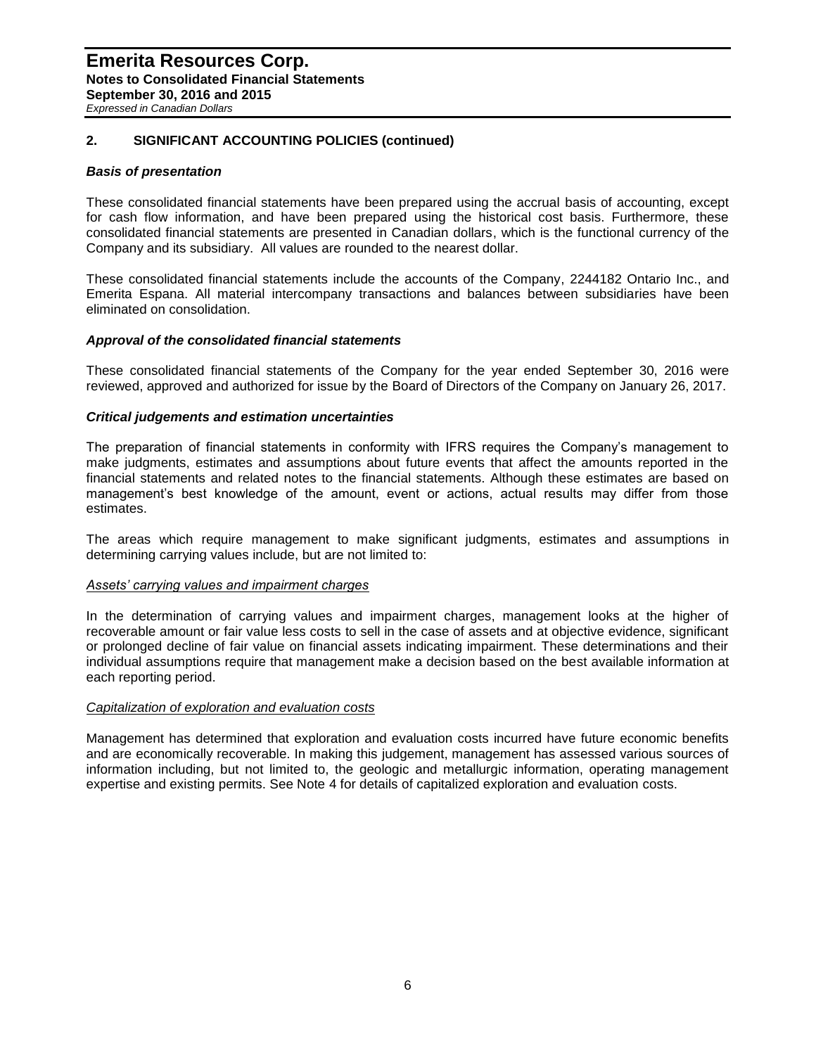## 2. SIGNIFICANT ACCOUNTING POLICIES (continued)

### *Basis of presentation*

These consolidated financial statements have been prepared using the accrual basis of accounting, except for cash flow information, and have been prepared using the historical cost basis. Furthermore, these consolidated financial statements are presented in Canadian dollars, which is the functional currency of the Company and its subsidiary. All values are rounded to the nearest dollar.

These consolidated financial statements include the accounts of the Company, 2244182 Ontario Inc., and Emerita Espana. All material intercompany transactions and balances between subsidiaries have been eliminated on consolidation.

### *Approval of the consolidated financial statements*

These consolidated financial statements of the Company for the year ended September 30, 2016 were reviewed, approved and authorized for issue by the Board of Directors of the Company on January 26, 2017.

### *Critical judgements and estimation uncertainties*

The preparation of financial statements in conformity with IFRS requires the Company's management to make judgments, estimates and assumptions about future events that affect the amounts reported in the financial statements and related notes to the financial statements. Although these estimates are based on management's best knowledge of the amount, event or actions, actual results may differ from those estimates.

The areas which require management to make significant judgments, estimates and assumptions in determining carrying values include, but are not limited to:

*Assets' carrying values and impairment charges*

In the determination of carrying values and impairment charges, management looks at the higher of recoverable amount or fair value less costs to sell in the case of assets and at objective evidence, significant or prolonged decline of fair value on financial assets indicating impairment. These determinations and their individual assumptions require that management make a decision based on the best available information at each reporting period.

*Capitalization of exploration and evaluation costs*

Management has determined that exploration and evaluation costs incurred have future economic benefits and are economically recoverable. In making this judgement, management has assessed various sources of information including, but not limited to, the geologic and metallurgic information, operating management expertise and existing permits. See Note 4 for details of capitalized exploration and evaluation costs.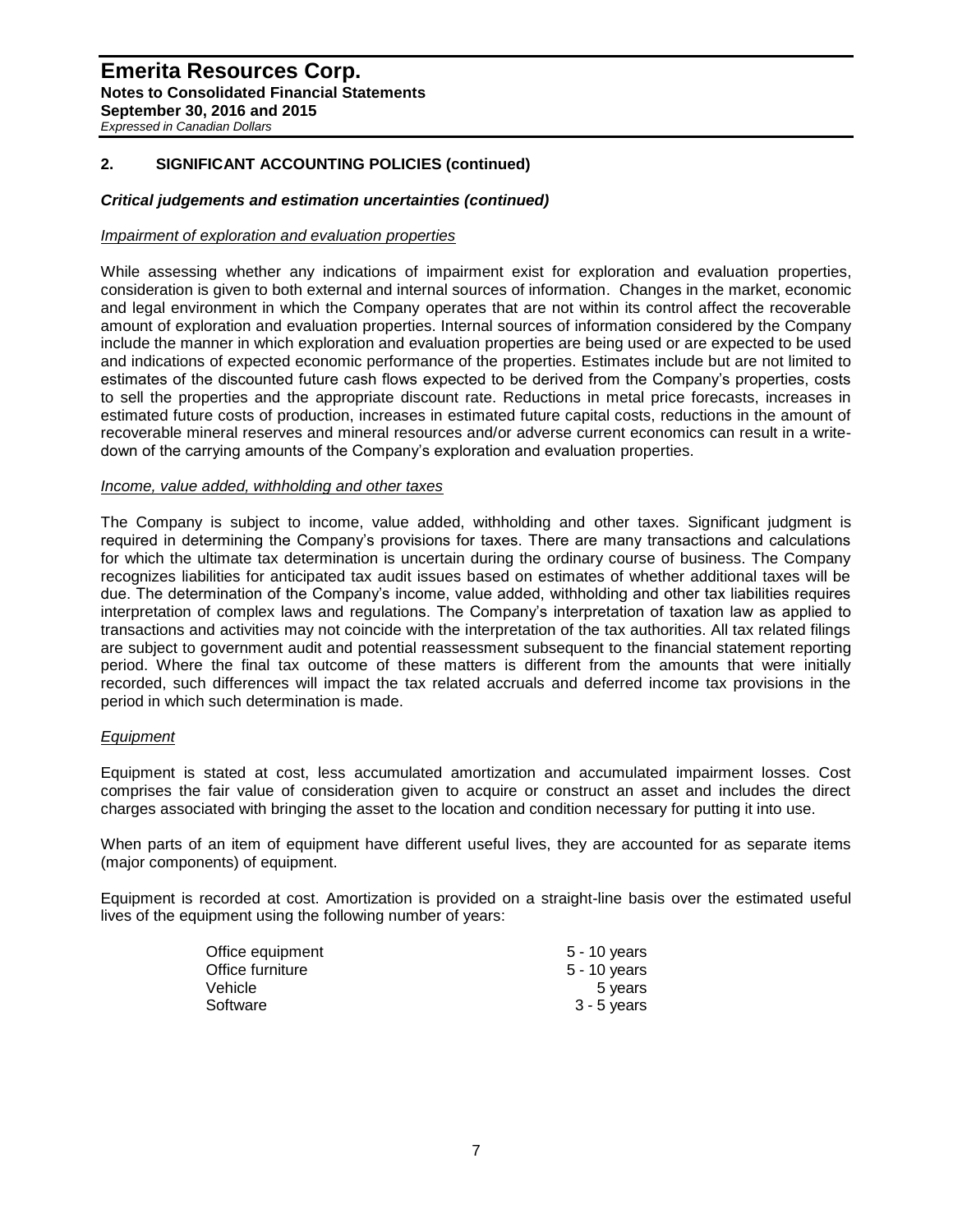## 2. SIGNIFICANT ACCOUNTING POLICIES (continued)

### *Critical judgements and estimation uncertainties (continued)*

*Impairment of exploration and evaluation properties*

While assessing whether any indications of impairment exist for exploration and evaluation properties, consideration is given to both external and internal sources of information. Changes in the market, economic and legal environment in which the Company operates that are not within its control affect the recoverable amount of exploration and evaluation properties. Internal sources of information considered by the Company include the manner in which exploration and evaluation properties are being used or are expected to be used and indications of expected economic performance of the properties. Estimates include but are not limited to estimates of the discounted future cash flows expected to be derived from the Company's properties, costs to sell the properties and the appropriate discount rate. Reductions in metal price forecasts, increases in estimated future costs of production, increases in estimated future capital costs, reductions in the amount of recoverable mineral reserves and mineral resources and/or adverse current economics can result in a write-down of the carrying amounts of the Company's exploration and evaluation properties.

*Income, value added, withholding and other taxes*

The Company is subject to income, value added, withholding and other taxes. Significant judgment is required in determining the Company's provisions for taxes. There are many transactions and calculations for which the ultimate tax determination is uncertain during the ordinary course of business. The Company recognizes liabilities for anticipated tax audit issues based on estimates of whether additional taxes will be due. The determination of the Company's income, value added, withholding and other tax liabilities requires interpretation of complex laws and regulations. The Company's interpretation of taxation law as applied to transactions and activities may not coincide with the interpretation of the tax authorities. All tax related filings are subject to government audit and potential reassessment subsequent to the financial statement reporting period. Where the final tax outcome of these matters is different from the amounts that were initially recorded, such differences will impact the tax related accruals and deferred income tax provisions in the period in which such determination is made.

*Equipment*

Equipment is stated at cost, less accumulated amortization and accumulated impairment losses. Cost comprises the fair value of consideration given to acquire or construct an asset and includes the direct charges associated with bringing the asset to the location and condition necessary for putting it into use.

When parts of an item of equipment have different useful lives, they are accounted for as separate items (major components) of equipment.

Equipment is recorded at cost. Amortization is provided on a straight-line basis over the estimated useful lives of the equipment using the following number of years:

| | |
|---|---|
| Office equipment | 5 - 10 years |
| Office furniture | 5 - 10 years |
| Vehicle | 5 years |
| Software | 3 - 5 years |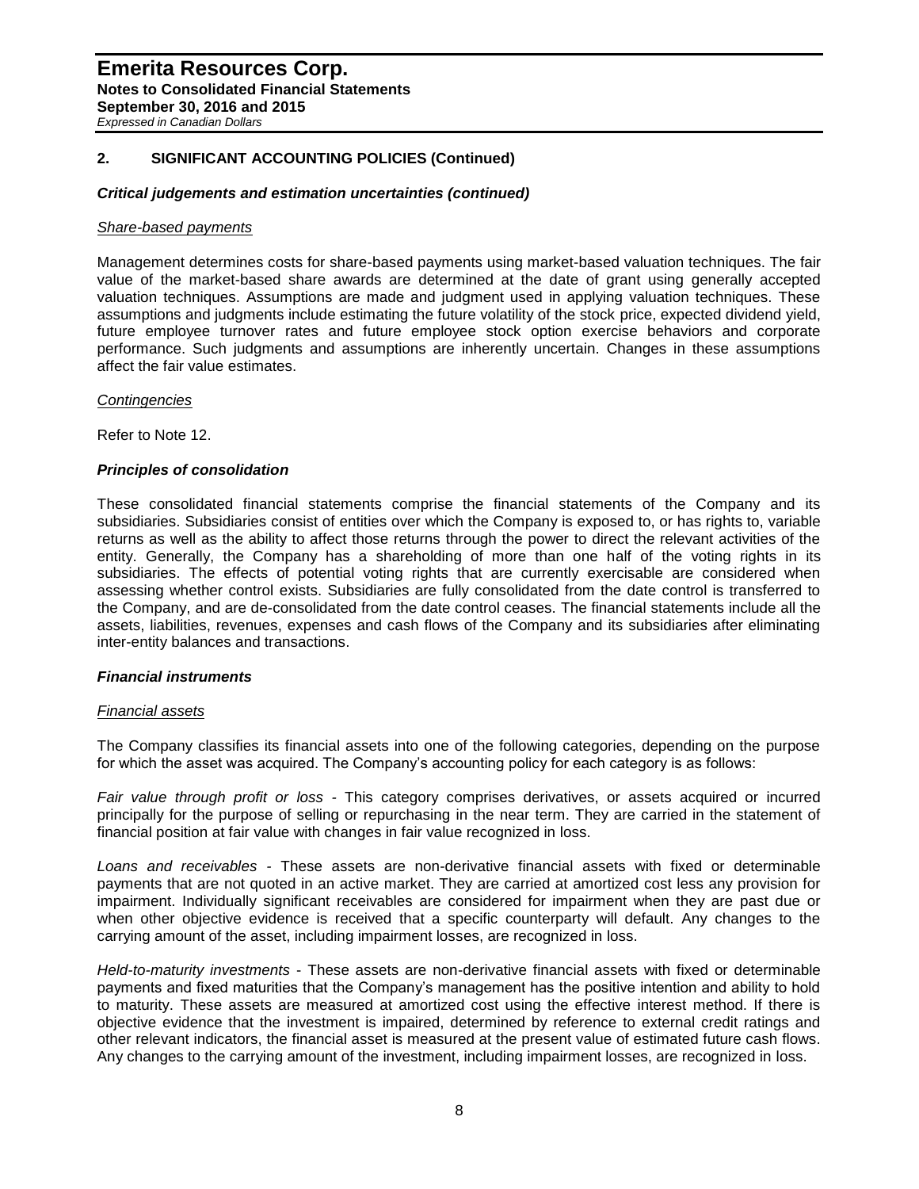## 2. SIGNIFICANT ACCOUNTING POLICIES (Continued)

### *Critical judgements and estimation uncertainties (continued)*

*Share-based payments*

Management determines costs for share-based payments using market-based valuation techniques. The fair value of the market-based share awards are determined at the date of grant using generally accepted valuation techniques. Assumptions are made and judgment used in applying valuation techniques. These assumptions and judgments include estimating the future volatility of the stock price, expected dividend yield, future employee turnover rates and future employee stock option exercise behaviors and corporate performance. Such judgments and assumptions are inherently uncertain. Changes in these assumptions affect the fair value estimates.

*Contingencies*

Refer to Note 12.

### *Principles of consolidation*

These consolidated financial statements comprise the financial statements of the Company and its subsidiaries. Subsidiaries consist of entities over which the Company is exposed to, or has rights to, variable returns as well as the ability to affect those returns through the power to direct the relevant activities of the entity. Generally, the Company has a shareholding of more than one half of the voting rights in its subsidiaries. The effects of potential voting rights that are currently exercisable are considered when assessing whether control exists. Subsidiaries are fully consolidated from the date control is transferred to the Company, and are de-consolidated from the date control ceases. The financial statements include all the assets, liabilities, revenues, expenses and cash flows of the Company and its subsidiaries after eliminating inter-entity balances and transactions.

### *Financial instruments*

*Financial assets*

The Company classifies its financial assets into one of the following categories, depending on the purpose for which the asset was acquired. The Company's accounting policy for each category is as follows:

*Fair value through profit or loss* - This category comprises derivatives, or assets acquired or incurred principally for the purpose of selling or repurchasing in the near term. They are carried in the statement of financial position at fair value with changes in fair value recognized in loss.

*Loans and receivables* - These assets are non-derivative financial assets with fixed or determinable payments that are not quoted in an active market. They are carried at amortized cost less any provision for impairment. Individually significant receivables are considered for impairment when they are past due or when other objective evidence is received that a specific counterparty will default. Any changes to the carrying amount of the asset, including impairment losses, are recognized in loss.

*Held-to-maturity investments* - These assets are non-derivative financial assets with fixed or determinable payments and fixed maturities that the Company's management has the positive intention and ability to hold to maturity. These assets are measured at amortized cost using the effective interest method. If there is objective evidence that the investment is impaired, determined by reference to external credit ratings and other relevant indicators, the financial asset is measured at the present value of estimated future cash flows. Any changes to the carrying amount of the investment, including impairment losses, are recognized in loss.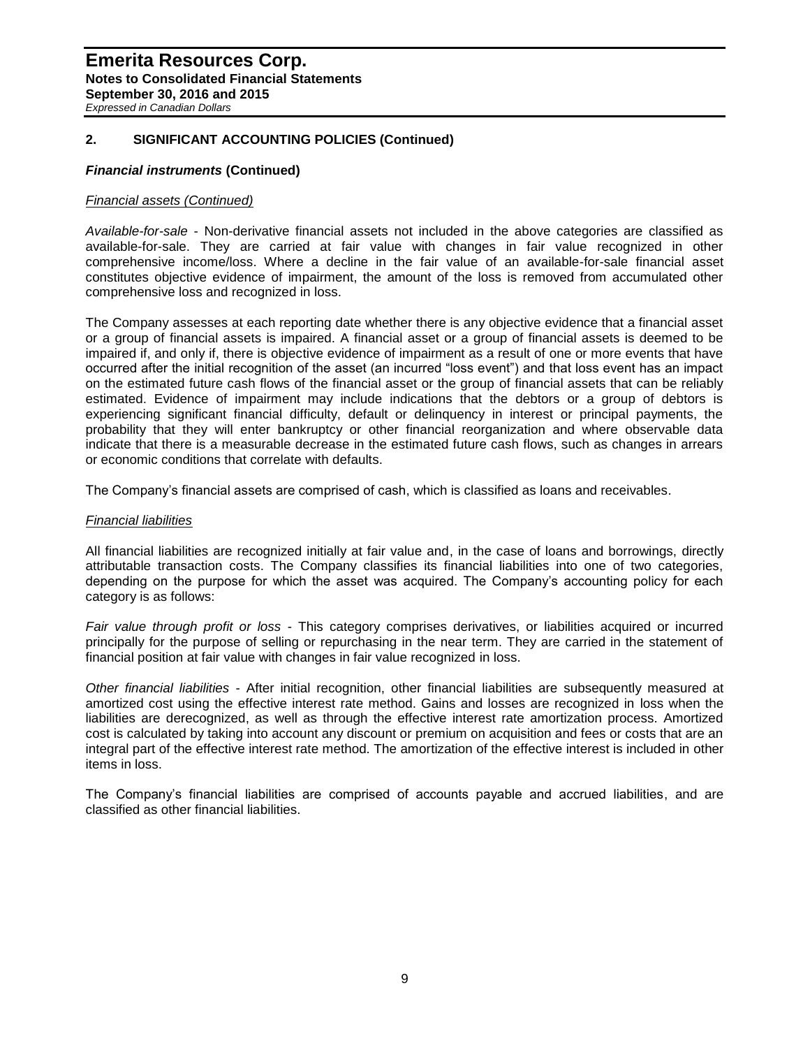## 2. SIGNIFICANT ACCOUNTING POLICIES (Continued)

### *Financial instruments* (Continued)

*Financial assets (Continued)*

*Available-for-sale* - Non-derivative financial assets not included in the above categories are classified as available-for-sale. They are carried at fair value with changes in fair value recognized in other comprehensive income/loss. Where a decline in the fair value of an available-for-sale financial asset constitutes objective evidence of impairment, the amount of the loss is removed from accumulated other comprehensive loss and recognized in loss.

The Company assesses at each reporting date whether there is any objective evidence that a financial asset or a group of financial assets is impaired. A financial asset or a group of financial assets is deemed to be impaired if, and only if, there is objective evidence of impairment as a result of one or more events that have occurred after the initial recognition of the asset (an incurred "loss event") and that loss event has an impact on the estimated future cash flows of the financial asset or the group of financial assets that can be reliably estimated. Evidence of impairment may include indications that the debtors or a group of debtors is experiencing significant financial difficulty, default or delinquency in interest or principal payments, the probability that they will enter bankruptcy or other financial reorganization and where observable data indicate that there is a measurable decrease in the estimated future cash flows, such as changes in arrears or economic conditions that correlate with defaults.

The Company's financial assets are comprised of cash, which is classified as loans and receivables.

*Financial liabilities*

All financial liabilities are recognized initially at fair value and, in the case of loans and borrowings, directly attributable transaction costs. The Company classifies its financial liabilities into one of two categories, depending on the purpose for which the asset was acquired. The Company's accounting policy for each category is as follows:

*Fair value through profit or loss* - This category comprises derivatives, or liabilities acquired or incurred principally for the purpose of selling or repurchasing in the near term. They are carried in the statement of financial position at fair value with changes in fair value recognized in loss.

*Other financial liabilities* - After initial recognition, other financial liabilities are subsequently measured at amortized cost using the effective interest rate method. Gains and losses are recognized in loss when the liabilities are derecognized, as well as through the effective interest rate amortization process. Amortized cost is calculated by taking into account any discount or premium on acquisition and fees or costs that are an integral part of the effective interest rate method. The amortization of the effective interest is included in other items in loss.

The Company's financial liabilities are comprised of accounts payable and accrued liabilities, and are classified as other financial liabilities.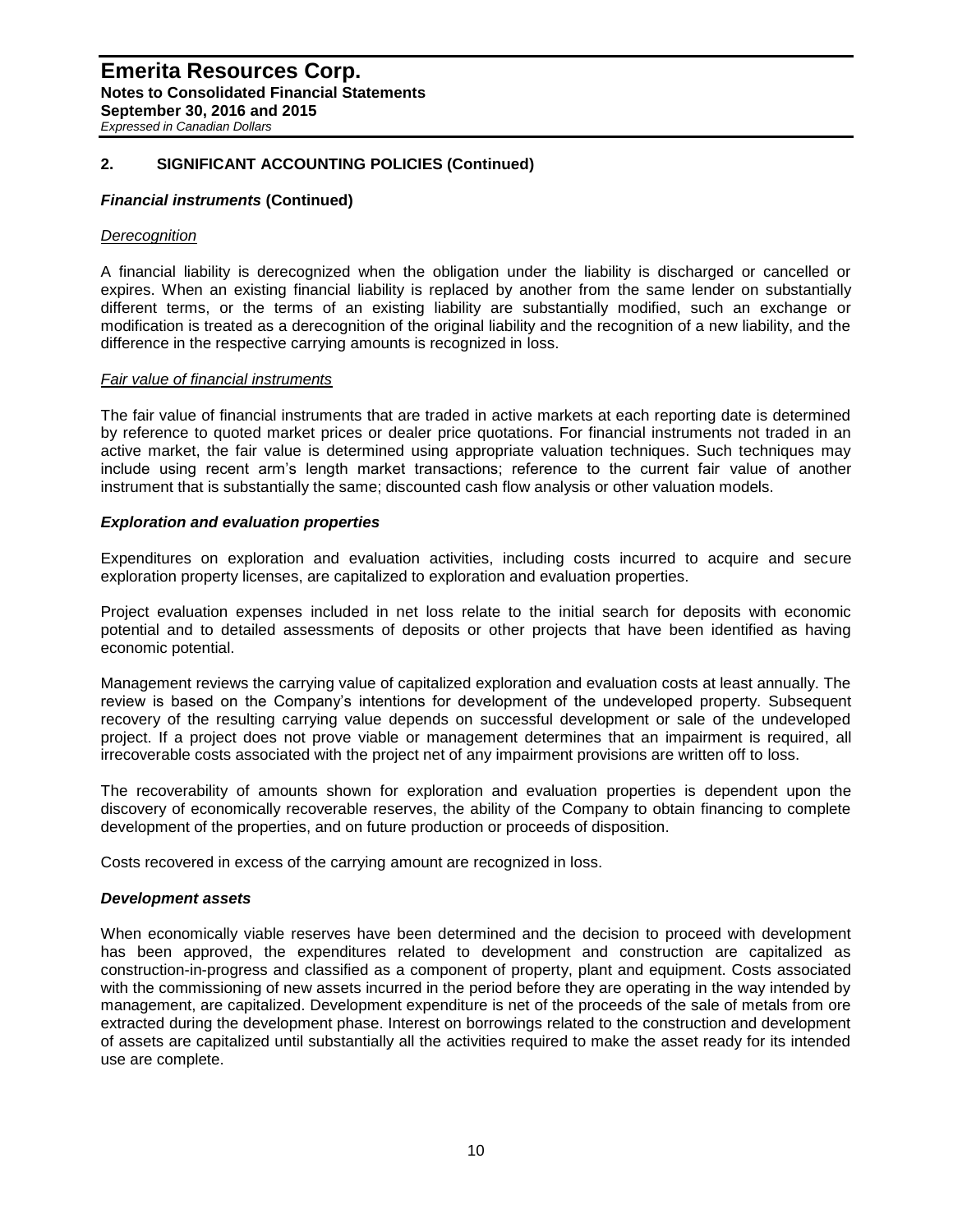## 2. SIGNIFICANT ACCOUNTING POLICIES (Continued)

### *Financial instruments* (Continued)

*Derecognition*

A financial liability is derecognized when the obligation under the liability is discharged or cancelled or expires. When an existing financial liability is replaced by another from the same lender on substantially different terms, or the terms of an existing liability are substantially modified, such an exchange or modification is treated as a derecognition of the original liability and the recognition of a new liability, and the difference in the respective carrying amounts is recognized in loss.

*Fair value of financial instruments*

The fair value of financial instruments that are traded in active markets at each reporting date is determined by reference to quoted market prices or dealer price quotations. For financial instruments not traded in an active market, the fair value is determined using appropriate valuation techniques. Such techniques may include using recent arm's length market transactions; reference to the current fair value of another instrument that is substantially the same; discounted cash flow analysis or other valuation models.

### *Exploration and evaluation properties*

Expenditures on exploration and evaluation activities, including costs incurred to acquire and secure exploration property licenses, are capitalized to exploration and evaluation properties.

Project evaluation expenses included in net loss relate to the initial search for deposits with economic potential and to detailed assessments of deposits or other projects that have been identified as having economic potential.

Management reviews the carrying value of capitalized exploration and evaluation costs at least annually. The review is based on the Company's intentions for development of the undeveloped property. Subsequent recovery of the resulting carrying value depends on successful development or sale of the undeveloped project. If a project does not prove viable or management determines that an impairment is required, all irrecoverable costs associated with the project net of any impairment provisions are written off to loss.

The recoverability of amounts shown for exploration and evaluation properties is dependent upon the discovery of economically recoverable reserves, the ability of the Company to obtain financing to complete development of the properties, and on future production or proceeds of disposition.

Costs recovered in excess of the carrying amount are recognized in loss.

### *Development assets*

When economically viable reserves have been determined and the decision to proceed with development has been approved, the expenditures related to development and construction are capitalized as construction-in-progress and classified as a component of property, plant and equipment. Costs associated with the commissioning of new assets incurred in the period before they are operating in the way intended by management, are capitalized. Development expenditure is net of the proceeds of the sale of metals from ore extracted during the development phase. Interest on borrowings related to the construction and development of assets are capitalized until substantially all the activities required to make the asset ready for its intended use are complete.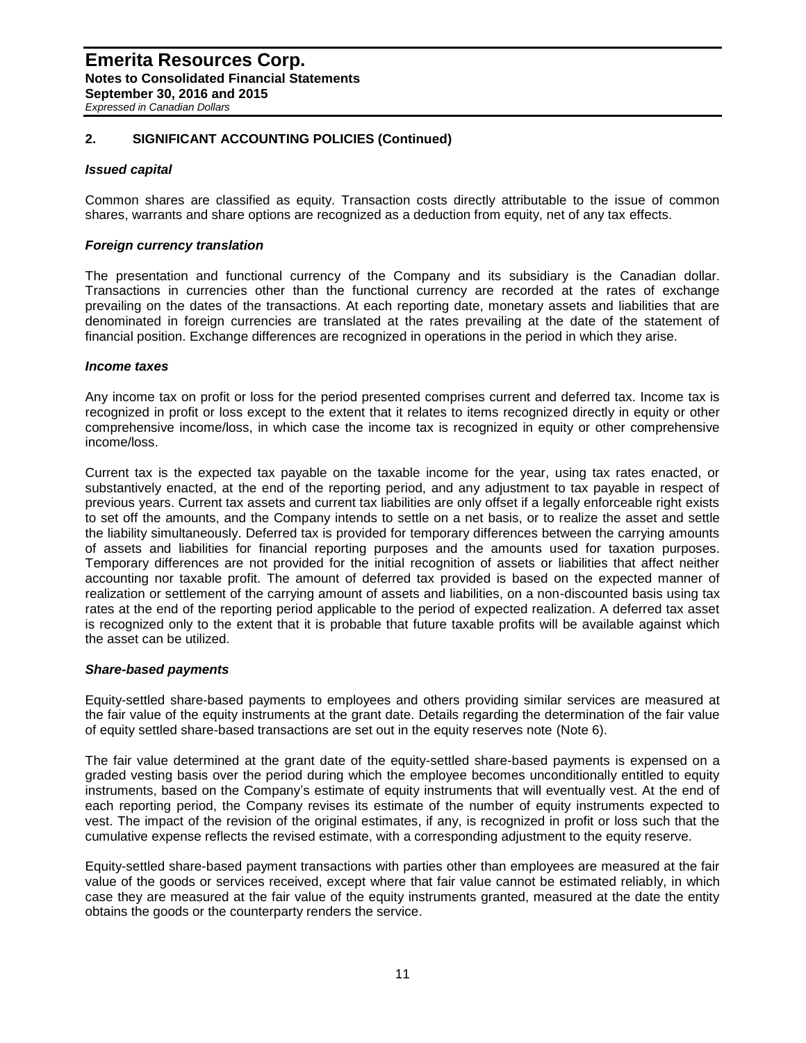## 2. SIGNIFICANT ACCOUNTING POLICIES (Continued)

### *Issued capital*

Common shares are classified as equity. Transaction costs directly attributable to the issue of common shares, warrants and share options are recognized as a deduction from equity, net of any tax effects.

### *Foreign currency translation*

The presentation and functional currency of the Company and its subsidiary is the Canadian dollar. Transactions in currencies other than the functional currency are recorded at the rates of exchange prevailing on the dates of the transactions. At each reporting date, monetary assets and liabilities that are denominated in foreign currencies are translated at the rates prevailing at the date of the statement of financial position. Exchange differences are recognized in operations in the period in which they arise.

### *Income taxes*

Any income tax on profit or loss for the period presented comprises current and deferred tax. Income tax is recognized in profit or loss except to the extent that it relates to items recognized directly in equity or other comprehensive income/loss, in which case the income tax is recognized in equity or other comprehensive income/loss.

Current tax is the expected tax payable on the taxable income for the year, using tax rates enacted, or substantively enacted, at the end of the reporting period, and any adjustment to tax payable in respect of previous years. Current tax assets and current tax liabilities are only offset if a legally enforceable right exists to set off the amounts, and the Company intends to settle on a net basis, or to realize the asset and settle the liability simultaneously. Deferred tax is provided for temporary differences between the carrying amounts of assets and liabilities for financial reporting purposes and the amounts used for taxation purposes. Temporary differences are not provided for the initial recognition of assets or liabilities that affect neither accounting nor taxable profit. The amount of deferred tax provided is based on the expected manner of realization or settlement of the carrying amount of assets and liabilities, on a non-discounted basis using tax rates at the end of the reporting period applicable to the period of expected realization. A deferred tax asset is recognized only to the extent that it is probable that future taxable profits will be available against which the asset can be utilized.

### *Share-based payments*

Equity-settled share-based payments to employees and others providing similar services are measured at the fair value of the equity instruments at the grant date. Details regarding the determination of the fair value of equity settled share-based transactions are set out in the equity reserves note (Note 6).

The fair value determined at the grant date of the equity-settled share-based payments is expensed on a graded vesting basis over the period during which the employee becomes unconditionally entitled to equity instruments, based on the Company's estimate of equity instruments that will eventually vest. At the end of each reporting period, the Company revises its estimate of the number of equity instruments expected to vest. The impact of the revision of the original estimates, if any, is recognized in profit or loss such that the cumulative expense reflects the revised estimate, with a corresponding adjustment to the equity reserve.

Equity-settled share-based payment transactions with parties other than employees are measured at the fair value of the goods or services received, except where that fair value cannot be estimated reliably, in which case they are measured at the fair value of the equity instruments granted, measured at the date the entity obtains the goods or the counterparty renders the service.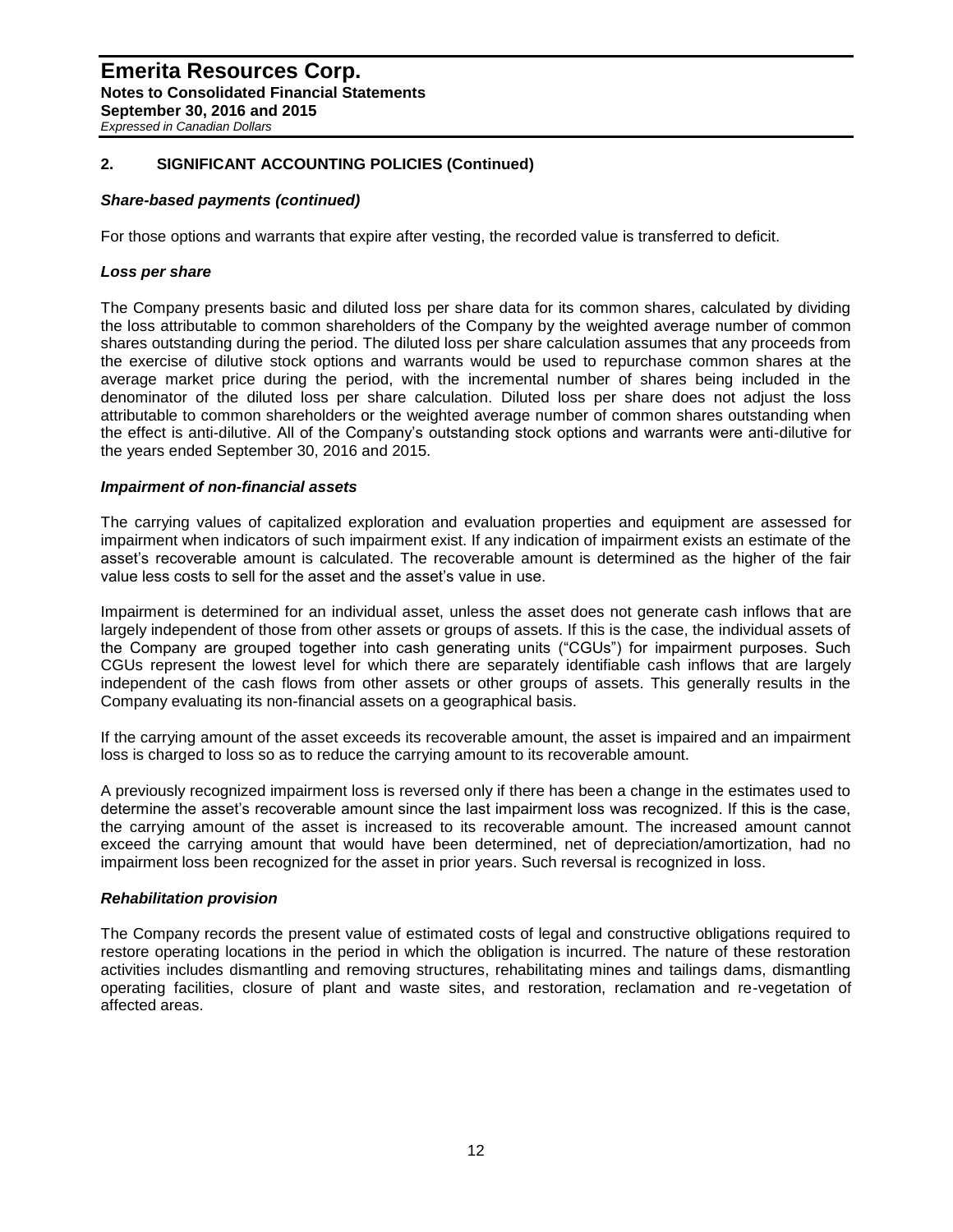## 2. SIGNIFICANT ACCOUNTING POLICIES (Continued)

***Share-based payments (continued)***

For those options and warrants that expire after vesting, the recorded value is transferred to deficit.

***Loss per share***

The Company presents basic and diluted loss per share data for its common shares, calculated by dividing the loss attributable to common shareholders of the Company by the weighted average number of common shares outstanding during the period. The diluted loss per share calculation assumes that any proceeds from the exercise of dilutive stock options and warrants would be used to repurchase common shares at the average market price during the period, with the incremental number of shares being included in the denominator of the diluted loss per share calculation. Diluted loss per share does not adjust the loss attributable to common shareholders or the weighted average number of common shares outstanding when the effect is anti-dilutive. All of the Company's outstanding stock options and warrants were anti-dilutive for the years ended September 30, 2016 and 2015.

***Impairment of non-financial assets***

The carrying values of capitalized exploration and evaluation properties and equipment are assessed for impairment when indicators of such impairment exist. If any indication of impairment exists an estimate of the asset's recoverable amount is calculated. The recoverable amount is determined as the higher of the fair value less costs to sell for the asset and the asset's value in use.

Impairment is determined for an individual asset, unless the asset does not generate cash inflows that are largely independent of those from other assets or groups of assets. If this is the case, the individual assets of the Company are grouped together into cash generating units ("CGUs") for impairment purposes. Such CGUs represent the lowest level for which there are separately identifiable cash inflows that are largely independent of the cash flows from other assets or other groups of assets. This generally results in the Company evaluating its non-financial assets on a geographical basis.

If the carrying amount of the asset exceeds its recoverable amount, the asset is impaired and an impairment loss is charged to loss so as to reduce the carrying amount to its recoverable amount.

A previously recognized impairment loss is reversed only if there has been a change in the estimates used to determine the asset's recoverable amount since the last impairment loss was recognized. If this is the case, the carrying amount of the asset is increased to its recoverable amount. The increased amount cannot exceed the carrying amount that would have been determined, net of depreciation/amortization, had no impairment loss been recognized for the asset in prior years. Such reversal is recognized in loss.

***Rehabilitation provision***

The Company records the present value of estimated costs of legal and constructive obligations required to restore operating locations in the period in which the obligation is incurred. The nature of these restoration activities includes dismantling and removing structures, rehabilitating mines and tailings dams, dismantling operating facilities, closure of plant and waste sites, and restoration, reclamation and re-vegetation of affected areas.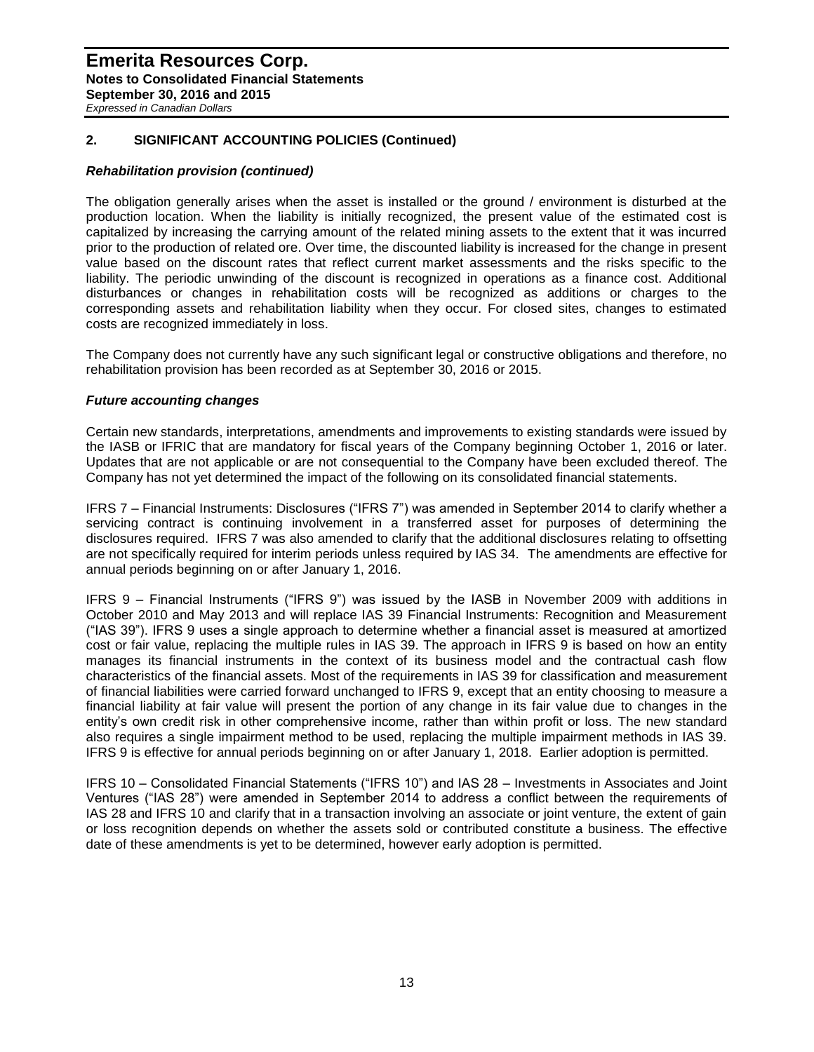## 2. SIGNIFICANT ACCOUNTING POLICIES (Continued)

### *Rehabilitation provision (continued)*

The obligation generally arises when the asset is installed or the ground / environment is disturbed at the production location. When the liability is initially recognized, the present value of the estimated cost is capitalized by increasing the carrying amount of the related mining assets to the extent that it was incurred prior to the production of related ore. Over time, the discounted liability is increased for the change in present value based on the discount rates that reflect current market assessments and the risks specific to the liability. The periodic unwinding of the discount is recognized in operations as a finance cost. Additional disturbances or changes in rehabilitation costs will be recognized as additions or charges to the corresponding assets and rehabilitation liability when they occur. For closed sites, changes to estimated costs are recognized immediately in loss.

The Company does not currently have any such significant legal or constructive obligations and therefore, no rehabilitation provision has been recorded as at September 30, 2016 or 2015.

### *Future accounting changes*

Certain new standards, interpretations, amendments and improvements to existing standards were issued by the IASB or IFRIC that are mandatory for fiscal years of the Company beginning October 1, 2016 or later. Updates that are not applicable or are not consequential to the Company have been excluded thereof. The Company has not yet determined the impact of the following on its consolidated financial statements.

IFRS 7 – Financial Instruments: Disclosures ("IFRS 7") was amended in September 2014 to clarify whether a servicing contract is continuing involvement in a transferred asset for purposes of determining the disclosures required. IFRS 7 was also amended to clarify that the additional disclosures relating to offsetting are not specifically required for interim periods unless required by IAS 34. The amendments are effective for annual periods beginning on or after January 1, 2016.

IFRS 9 – Financial Instruments ("IFRS 9") was issued by the IASB in November 2009 with additions in October 2010 and May 2013 and will replace IAS 39 Financial Instruments: Recognition and Measurement ("IAS 39"). IFRS 9 uses a single approach to determine whether a financial asset is measured at amortized cost or fair value, replacing the multiple rules in IAS 39. The approach in IFRS 9 is based on how an entity manages its financial instruments in the context of its business model and the contractual cash flow characteristics of the financial assets. Most of the requirements in IAS 39 for classification and measurement of financial liabilities were carried forward unchanged to IFRS 9, except that an entity choosing to measure a financial liability at fair value will present the portion of any change in its fair value due to changes in the entity's own credit risk in other comprehensive income, rather than within profit or loss. The new standard also requires a single impairment method to be used, replacing the multiple impairment methods in IAS 39. IFRS 9 is effective for annual periods beginning on or after January 1, 2018. Earlier adoption is permitted.

IFRS 10 – Consolidated Financial Statements ("IFRS 10") and IAS 28 – Investments in Associates and Joint Ventures ("IAS 28") were amended in September 2014 to address a conflict between the requirements of IAS 28 and IFRS 10 and clarify that in a transaction involving an associate or joint venture, the extent of gain or loss recognition depends on whether the assets sold or contributed constitute a business. The effective date of these amendments is yet to be determined, however early adoption is permitted.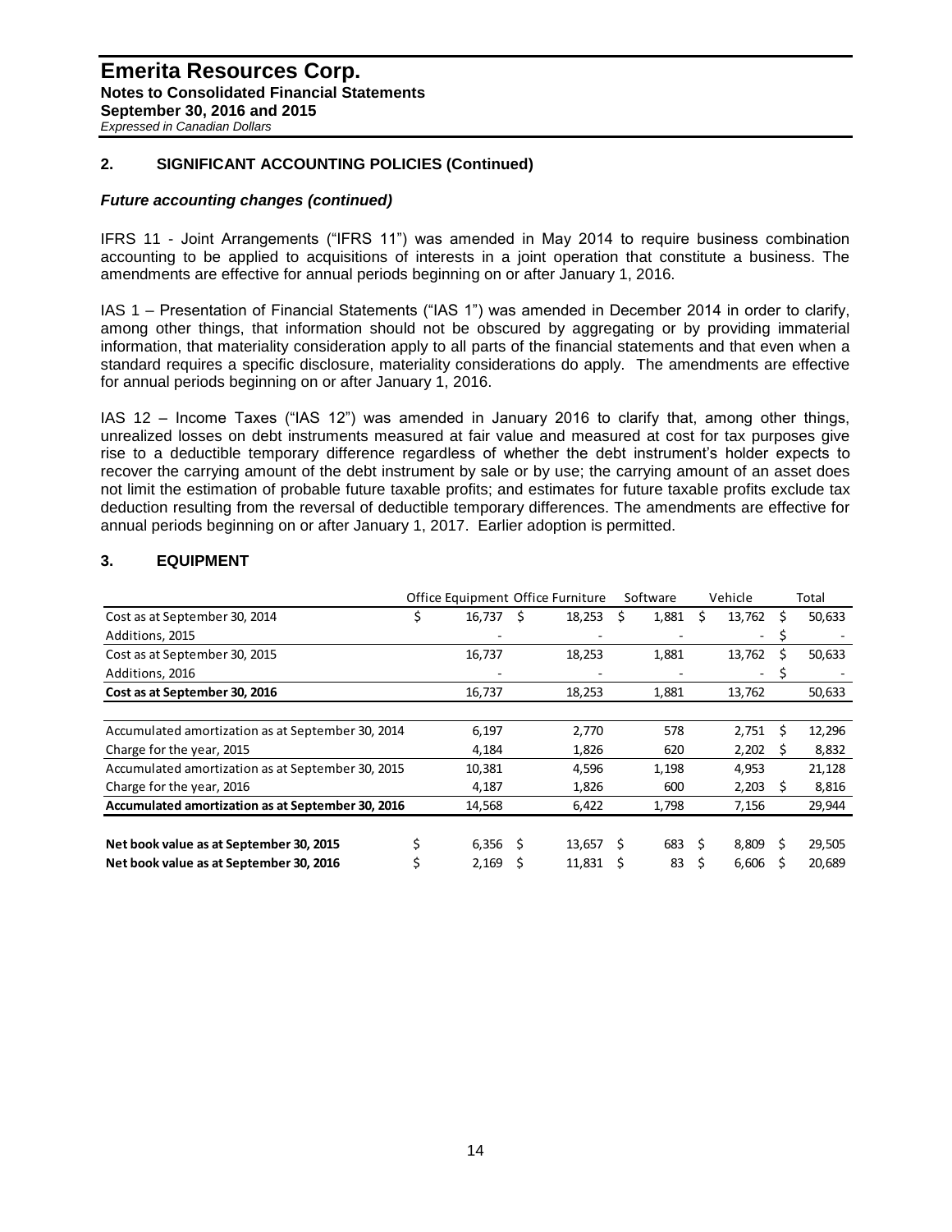## 2. SIGNIFICANT ACCOUNTING POLICIES (Continued)

### *Future accounting changes (continued)*

IFRS 11 - Joint Arrangements ("IFRS 11") was amended in May 2014 to require business combination accounting to be applied to acquisitions of interests in a joint operation that constitute a business. The amendments are effective for annual periods beginning on or after January 1, 2016.

IAS 1 – Presentation of Financial Statements ("IAS 1") was amended in December 2014 in order to clarify, among other things, that information should not be obscured by aggregating or by providing immaterial information, that materiality consideration apply to all parts of the financial statements and that even when a standard requires a specific disclosure, materiality considerations do apply. The amendments are effective for annual periods beginning on or after January 1, 2016.

IAS 12 – Income Taxes ("IAS 12") was amended in January 2016 to clarify that, among other things, unrealized losses on debt instruments measured at fair value and measured at cost for tax purposes give rise to a deductible temporary difference regardless of whether the debt instrument's holder expects to recover the carrying amount of the debt instrument by sale or by use; the carrying amount of an asset does not limit the estimation of probable future taxable profits; and estimates for future taxable profits exclude tax deduction resulting from the reversal of deductible temporary differences. The amendments are effective for annual periods beginning on or after January 1, 2017. Earlier adoption is permitted.

## 3. EQUIPMENT

| | Office Equipment | Office Furniture | Software | Vehicle | Total |
|---|---|---|---|---|---|
| Cost as at September 30, 2014 | $ 16,737 | $ 18,253 | $ 1,881 | $ 13,762 | $ 50,633 |
| Additions, 2015 | - | - | - | - | $ - |
| Cost as at September 30, 2015 | 16,737 | 18,253 | 1,881 | 13,762 | $ 50,633 |
| Additions, 2016 | - | - | - | - | $ - |
| **Cost as at September 30, 2016** | 16,737 | 18,253 | 1,881 | 13,762 | 50,633 |
| | | | | | |
| Accumulated amortization as at September 30, 2014 | 6,197 | 2,770 | 578 | 2,751 | $ 12,296 |
| Charge for the year, 2015 | 4,184 | 1,826 | 620 | 2,202 | $ 8,832 |
| Accumulated amortization as at September 30, 2015 | 10,381 | 4,596 | 1,198 | 4,953 | 21,128 |
| Charge for the year, 2016 | 4,187 | 1,826 | 600 | 2,203 | $ 8,816 |
| **Accumulated amortization as at September 30, 2016** | 14,568 | 6,422 | 1,798 | 7,156 | 29,944 |
| | | | | | |
| **Net book value as at September 30, 2015** | $ 6,356 | $ 13,657 | $ 683 | $ 8,809 | $ 29,505 |
| **Net book value as at September 30, 2016** | $ 2,169 | $ 11,831 | $ 83 | $ 6,606 | $ 20,689 |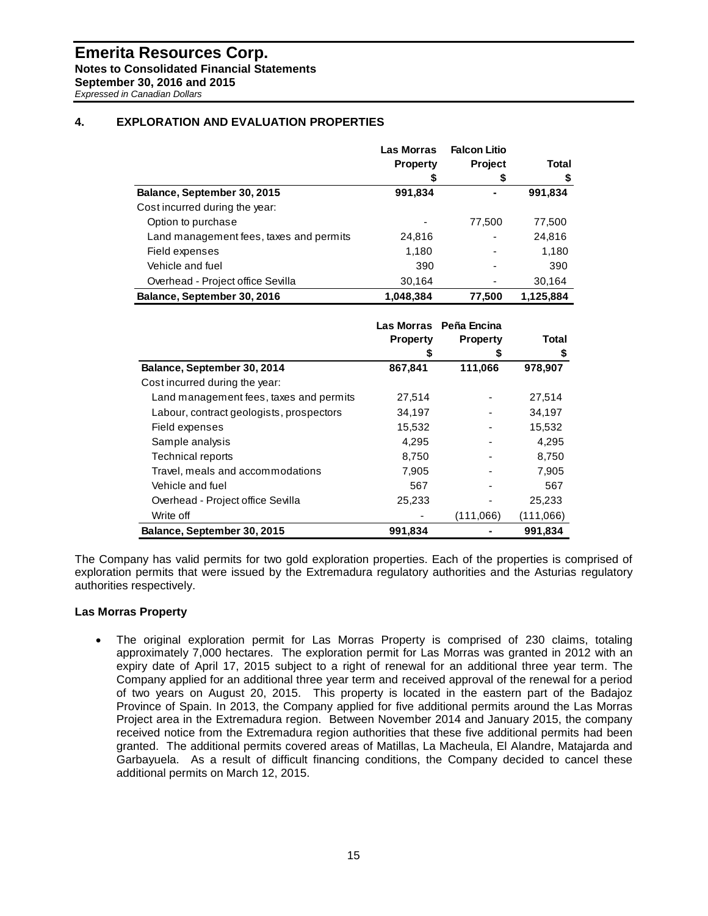# Emerita Resources Corp.

**Notes to Consolidated Financial Statements**
**September 30, 2016 and 2015**
*Expressed in Canadian Dollars*

## 4. EXPLORATION AND EVALUATION PROPERTIES

| | Las Morras Property $ | Falcon Litio Project $ | Total $ |
|---|---|---|---|
| **Balance, September 30, 2015** | **991,834** | **-** | **991,834** |
| Cost incurred during the year: | | | |
| Option to purchase | - | 77,500 | 77,500 |
| Land management fees, taxes and permits | 24,816 | - | 24,816 |
| Field expenses | 1,180 | - | 1,180 |
| Vehicle and fuel | 390 | - | 390 |
| Overhead - Project office Sevilla | 30,164 | - | 30,164 |
| **Balance, September 30, 2016** | **1,048,384** | **77,500** | **1,125,884** |

| | Las Morras Property $ | Peña Encina Property $ | Total $ |
|---|---|---|---|
| **Balance, September 30, 2014** | **867,841** | **111,066** | **978,907** |
| Cost incurred during the year: | | | |
| Land management fees, taxes and permits | 27,514 | - | 27,514 |
| Labour, contract geologists, prospectors | 34,197 | - | 34,197 |
| Field expenses | 15,532 | - | 15,532 |
| Sample analysis | 4,295 | - | 4,295 |
| Technical reports | 8,750 | - | 8,750 |
| Travel, meals and accommodations | 7,905 | - | 7,905 |
| Vehicle and fuel | 567 | - | 567 |
| Overhead - Project office Sevilla | 25,233 | - | 25,233 |
| Write off | - | (111,066) | (111,066) |
| **Balance, September 30, 2015** | **991,834** | **-** | **991,834** |

The Company has valid permits for two gold exploration properties. Each of the properties is comprised of exploration permits that were issued by the Extremadura regulatory authorities and the Asturias regulatory authorities respectively.

**Las Morras Property**

- The original exploration permit for Las Morras Property is comprised of 230 claims, totaling approximately 7,000 hectares. The exploration permit for Las Morras was granted in 2012 with an expiry date of April 17, 2015 subject to a right of renewal for an additional three year term. The Company applied for an additional three year term and received approval of the renewal for a period of two years on August 20, 2015. This property is located in the eastern part of the Badajoz Province of Spain. In 2013, the Company applied for five additional permits around the Las Morras Project area in the Extremadura region. Between November 2014 and January 2015, the company received notice from the Extremadura region authorities that these five additional permits had been granted. The additional permits covered areas of Matillas, La Macheula, El Alandre, Matajarda and Garbayuela. As a result of difficult financing conditions, the Company decided to cancel these additional permits on March 12, 2015.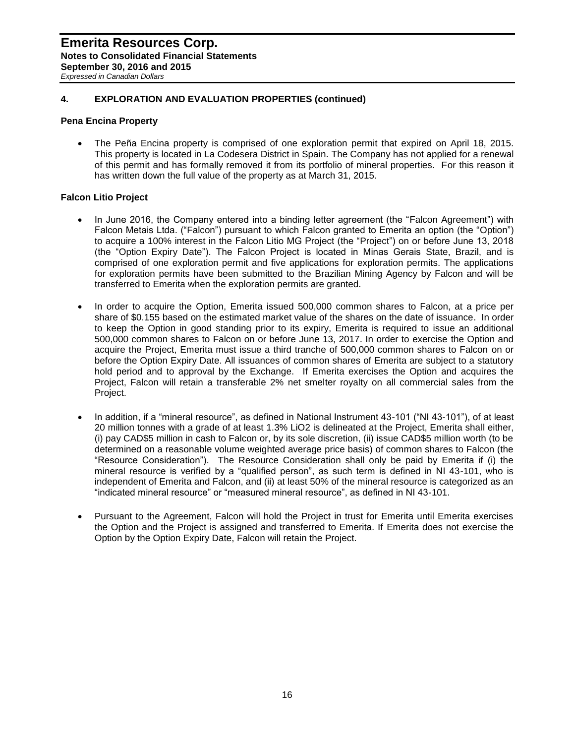## 4. EXPLORATION AND EVALUATION PROPERTIES (continued)

### Pena Encina Property

- The Peña Encina property is comprised of one exploration permit that expired on April 18, 2015. This property is located in La Codesera District in Spain. The Company has not applied for a renewal of this permit and has formally removed it from its portfolio of mineral properties. For this reason it has written down the full value of the property as at March 31, 2015.

### Falcon Litio Project

- In June 2016, the Company entered into a binding letter agreement (the "Falcon Agreement") with Falcon Metais Ltda. ("Falcon") pursuant to which Falcon granted to Emerita an option (the "Option") to acquire a 100% interest in the Falcon Litio MG Project (the "Project") on or before June 13, 2018 (the "Option Expiry Date"). The Falcon Project is located in Minas Gerais State, Brazil, and is comprised of one exploration permit and five applications for exploration permits. The applications for exploration permits have been submitted to the Brazilian Mining Agency by Falcon and will be transferred to Emerita when the exploration permits are granted.

- In order to acquire the Option, Emerita issued 500,000 common shares to Falcon, at a price per share of $0.155 based on the estimated market value of the shares on the date of issuance. In order to keep the Option in good standing prior to its expiry, Emerita is required to issue an additional 500,000 common shares to Falcon on or before June 13, 2017. In order to exercise the Option and acquire the Project, Emerita must issue a third tranche of 500,000 common shares to Falcon on or before the Option Expiry Date. All issuances of common shares of Emerita are subject to a statutory hold period and to approval by the Exchange. If Emerita exercises the Option and acquires the Project, Falcon will retain a transferable 2% net smelter royalty on all commercial sales from the Project.

- In addition, if a "mineral resource", as defined in National Instrument 43-101 ("NI 43-101"), of at least 20 million tonnes with a grade of at least 1.3% $LiO_2$ is delineated at the Project, Emerita shall either, (i) pay CAD$5 million in cash to Falcon or, by its sole discretion, (ii) issue CAD$5 million worth (to be determined on a reasonable volume weighted average price basis) of common shares to Falcon (the "Resource Consideration"). The Resource Consideration shall only be paid by Emerita if (i) the mineral resource is verified by a "qualified person", as such term is defined in NI 43-101, who is independent of Emerita and Falcon, and (ii) at least 50% of the mineral resource is categorized as an "indicated mineral resource" or "measured mineral resource", as defined in NI 43-101.

- Pursuant to the Agreement, Falcon will hold the Project in trust for Emerita until Emerita exercises the Option and the Project is assigned and transferred to Emerita. If Emerita does not exercise the Option by the Option Expiry Date, Falcon will retain the Project.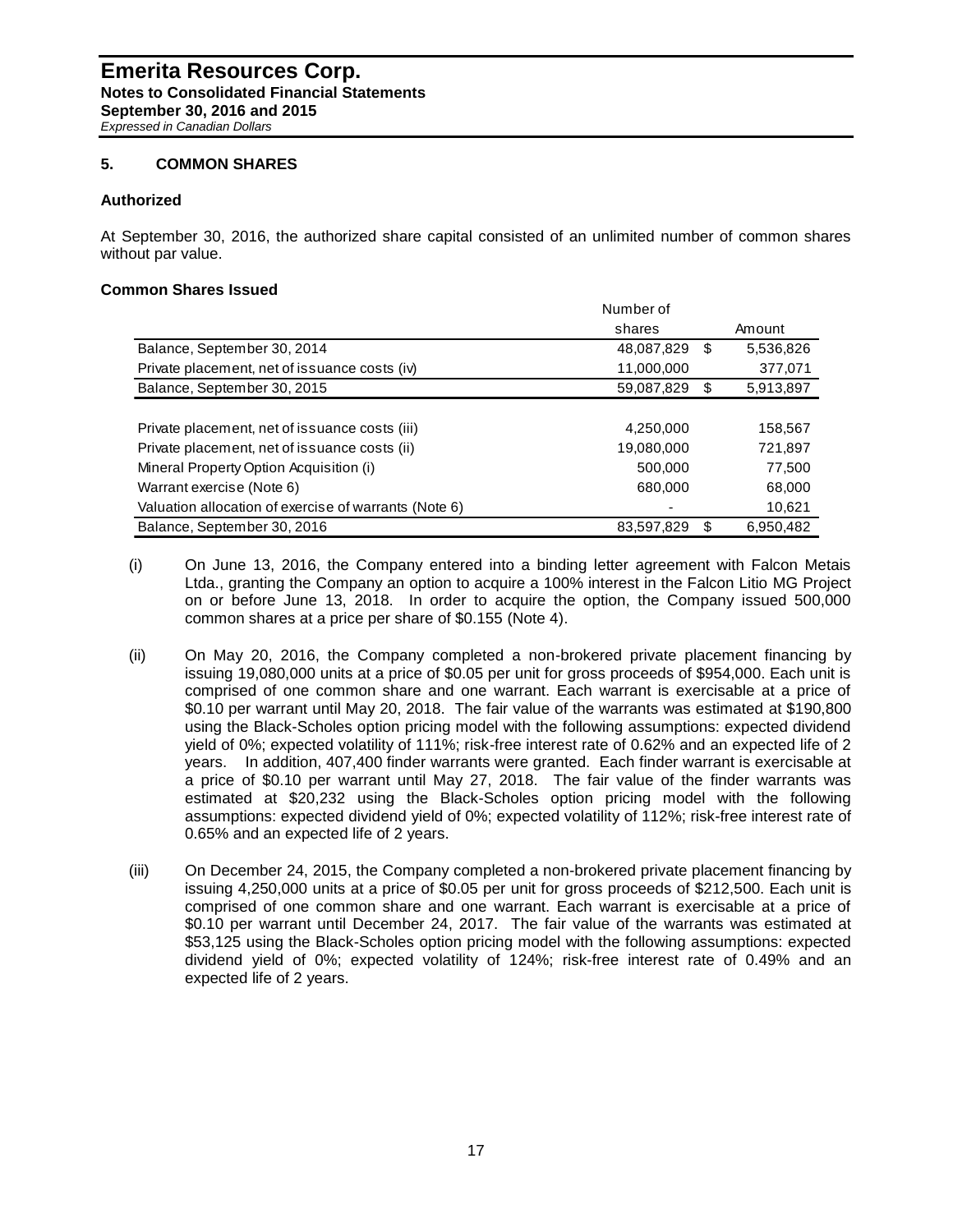# Emerita Resources Corp.

**Notes to Consolidated Financial Statements**
**September 30, 2016 and 2015**
*Expressed in Canadian Dollars*

## 5. COMMON SHARES

### Authorized

At September 30, 2016, the authorized share capital consisted of an unlimited number of common shares without par value.

### Common Shares Issued

| | Number of shares | | Amount |
|---|---|---|---|
| Balance, September 30, 2014 | 48,087,829 | $ | 5,536,826 |
| Private placement, net of issuance costs (iv) | 11,000,000 | | 377,071 |
| Balance, September 30, 2015 | 59,087,829 | $ | 5,913,897 |
| | | | |
| Private placement, net of issuance costs (iii) | 4,250,000 | | 158,567 |
| Private placement, net of issuance costs (ii) | 19,080,000 | | 721,897 |
| Mineral Property Option Acquisition (i) | 500,000 | | 77,500 |
| Warrant exercise (Note 6) | 680,000 | | 68,000 |
| Valuation allocation of exercise of warrants (Note 6) | - | | 10,621 |
| Balance, September 30, 2016 | 83,597,829 | $ | 6,950,482 |

(i) On June 13, 2016, the Company entered into a binding letter agreement with Falcon Metais Ltda., granting the Company an option to acquire a 100% interest in the Falcon Litio MG Project on or before June 13, 2018. In order to acquire the option, the Company issued 500,000 common shares at a price per share of $0.155 (Note 4).

(ii) On May 20, 2016, the Company completed a non-brokered private placement financing by issuing 19,080,000 units at a price of $0.05 per unit for gross proceeds of $954,000. Each unit is comprised of one common share and one warrant. Each warrant is exercisable at a price of $0.10 per warrant until May 20, 2018. The fair value of the warrants was estimated at $190,800 using the Black-Scholes option pricing model with the following assumptions: expected dividend yield of 0%; expected volatility of 111%; risk-free interest rate of 0.62% and an expected life of 2 years. In addition, 407,400 finder warrants were granted. Each finder warrant is exercisable at a price of $0.10 per warrant until May 27, 2018. The fair value of the finder warrants was estimated at $20,232 using the Black-Scholes option pricing model with the following assumptions: expected dividend yield of 0%; expected volatility of 112%; risk-free interest rate of 0.65% and an expected life of 2 years.

(iii) On December 24, 2015, the Company completed a non-brokered private placement financing by issuing 4,250,000 units at a price of $0.05 per unit for gross proceeds of $212,500. Each unit is comprised of one common share and one warrant. Each warrant is exercisable at a price of $0.10 per warrant until December 24, 2017. The fair value of the warrants was estimated at $53,125 using the Black-Scholes option pricing model with the following assumptions: expected dividend yield of 0%; expected volatility of 124%; risk-free interest rate of 0.49% and an expected life of 2 years.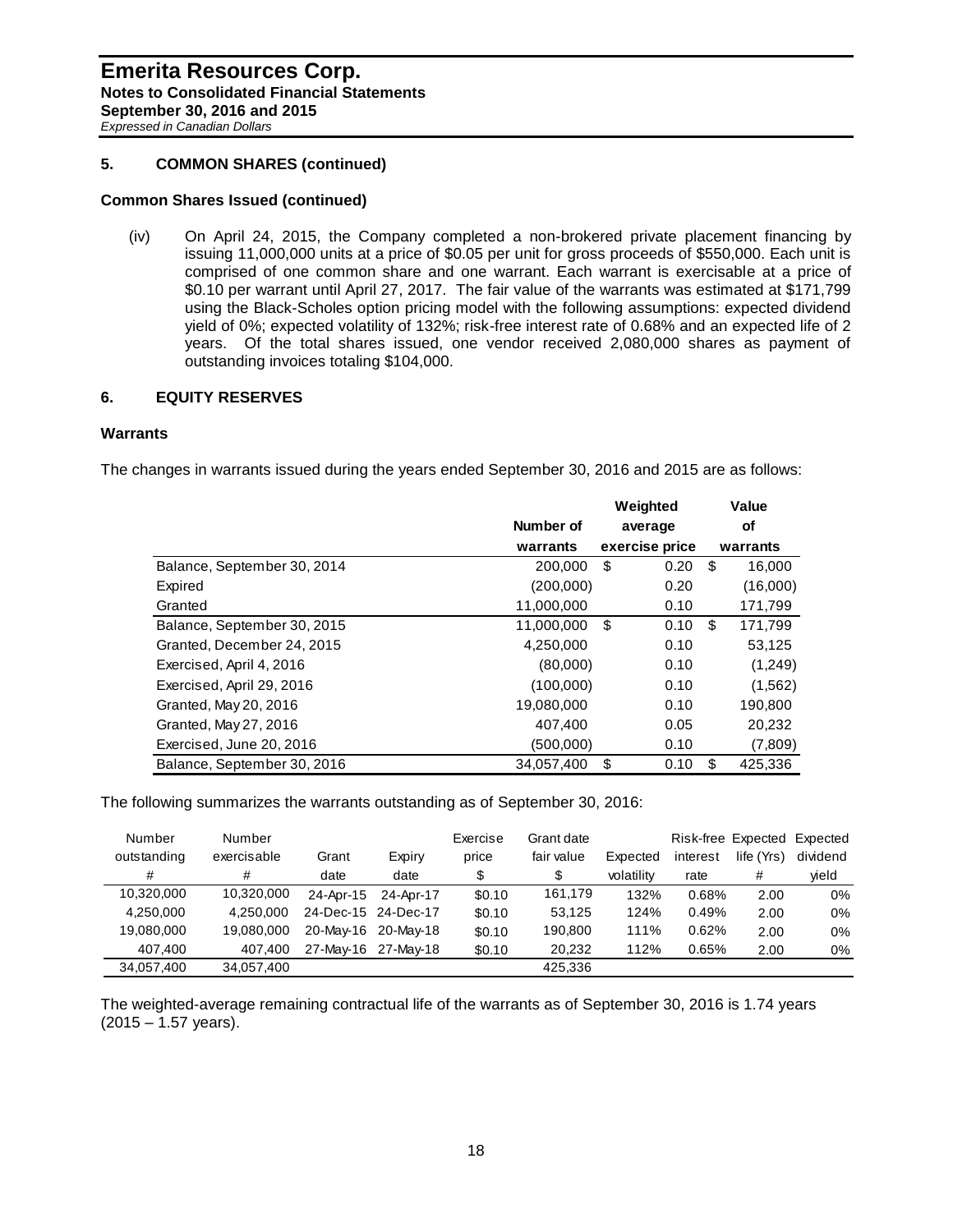# Emerita Resources Corp.

**Notes to Consolidated Financial Statements**
**September 30, 2016 and 2015**
*Expressed in Canadian Dollars*

## 5. COMMON SHARES (continued)

### Common Shares Issued (continued)

(iv) On April 24, 2015, the Company completed a non-brokered private placement financing by issuing 11,000,000 units at a price of $0.05 per unit for gross proceeds of $550,000. Each unit is comprised of one common share and one warrant. Each warrant is exercisable at a price of $0.10 per warrant until April 27, 2017. The fair value of the warrants was estimated at $171,799 using the Black-Scholes option pricing model with the following assumptions: expected dividend yield of 0%; expected volatility of 132%; risk-free interest rate of 0.68% and an expected life of 2 years. Of the total shares issued, one vendor received 2,080,000 shares as payment of outstanding invoices totaling $104,000.

## 6. EQUITY RESERVES

### Warrants

The changes in warrants issued during the years ended September 30, 2016 and 2015 are as follows:

| | Number of warrants | Weighted average exercise price | Value of warrants |
|---|---|---|---|
| Balance, September 30, 2014 | 200,000 | $ 0.20 | $ 16,000 |
| Expired | (200,000) | 0.20 | (16,000) |
| Granted | 11,000,000 | 0.10 | 171,799 |
| Balance, September 30, 2015 | 11,000,000 | $ 0.10 | $ 171,799 |
| Granted, December 24, 2015 | 4,250,000 | 0.10 | 53,125 |
| Exercised, April 4, 2016 | (80,000) | 0.10 | (1,249) |
| Exercised, April 29, 2016 | (100,000) | 0.10 | (1,562) |
| Granted, May 20, 2016 | 19,080,000 | 0.10 | 190,800 |
| Granted, May 27, 2016 | 407,400 | 0.05 | 20,232 |
| Exercised, June 20, 2016 | (500,000) | 0.10 | (7,809) |
| Balance, September 30, 2016 | 34,057,400 | $ 0.10 | $ 425,336 |

The following summarizes the warrants outstanding as of September 30, 2016:

| Number outstanding # | Number exercisable # | Grant date | Expiry date | Exercise price $ | Grant date fair value $ | Expected volatility | Risk-free interest rate | Expected life (Yrs) # | Expected dividend yield |
|---|---|---|---|---|---|---|---|---|---|
| 10,320,000 | 10,320,000 | 24-Apr-15 | 24-Apr-17 | $0.10 | 161,179 | 132% | 0.68% | 2.00 | 0% |
| 4,250,000 | 4,250,000 | 24-Dec-15 | 24-Dec-17 | $0.10 | 53,125 | 124% | 0.49% | 2.00 | 0% |
| 19,080,000 | 19,080,000 | 20-May-16 | 20-May-18 | $0.10 | 190,800 | 111% | 0.62% | 2.00 | 0% |
| 407,400 | 407,400 | 27-May-16 | 27-May-18 | $0.10 | 20,232 | 112% | 0.65% | 2.00 | 0% |
| 34,057,400 | 34,057,400 | | | | 425,336 | | | | |

The weighted-average remaining contractual life of the warrants as of September 30, 2016 is 1.74 years (2015 – 1.57 years).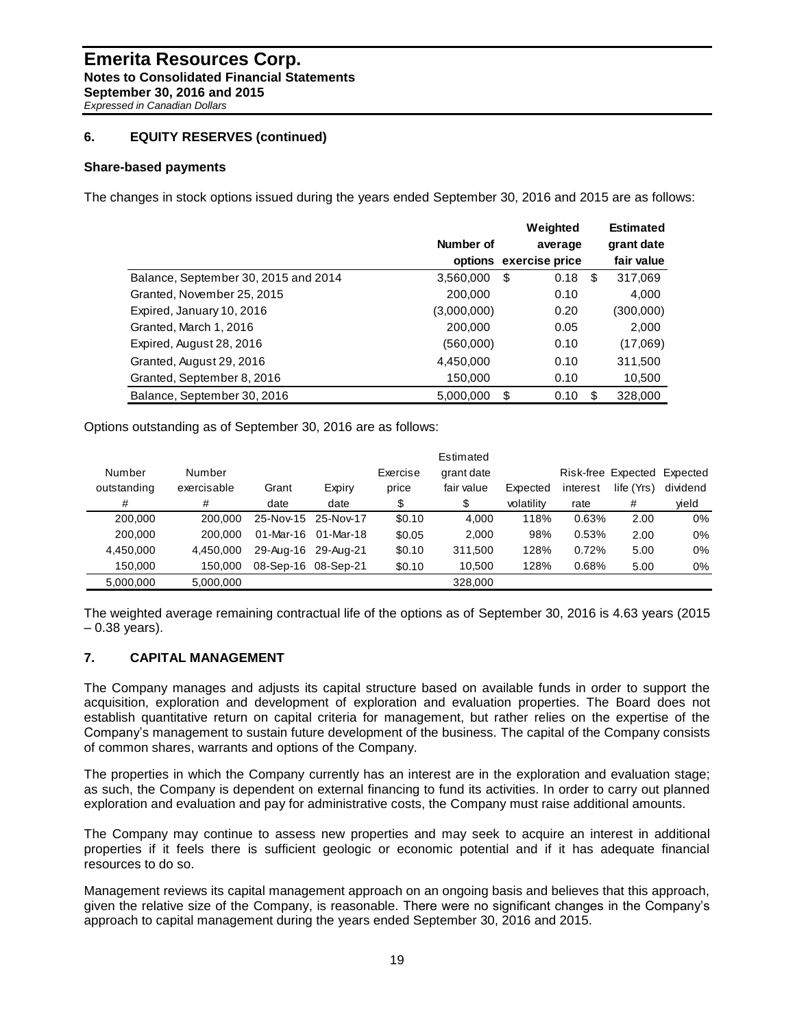## 6. EQUITY RESERVES (continued)

### Share-based payments

The changes in stock options issued during the years ended September 30, 2016 and 2015 are as follows:

| | Number of options | Weighted average exercise price | Estimated grant date fair value |
|---|---|---|---|
| Balance, September 30, 2015 and 2014 | 3,560,000 | $ 0.18 | $ 317,069 |
| Granted, November 25, 2015 | 200,000 | 0.10 | 4,000 |
| Expired, January 10, 2016 | (3,000,000) | 0.20 | (300,000) |
| Granted, March 1, 2016 | 200,000 | 0.05 | 2,000 |
| Expired, August 28, 2016 | (560,000) | 0.10 | (17,069) |
| Granted, August 29, 2016 | 4,450,000 | 0.10 | 311,500 |
| Granted, September 8, 2016 | 150,000 | 0.10 | 10,500 |
| Balance, September 30, 2016 | 5,000,000 | $ 0.10 | $ 328,000 |

Options outstanding as of September 30, 2016 are as follows:

| Number outstanding # | Number exercisable # | Grant date | Expiry date | Exercise price $ | Estimated grant date fair value $ | Expected volatility | Risk-free interest rate | Expected life (Yrs) # | Expected dividend yield |
|---|---|---|---|---|---|---|---|---|---|
| 200,000 | 200,000 | 25-Nov-15 | 25-Nov-17 | $0.10 | 4,000 | 118% | 0.63% | 2.00 | 0% |
| 200,000 | 200,000 | 01-Mar-16 | 01-Mar-18 | $0.05 | 2,000 | 98% | 0.53% | 2.00 | 0% |
| 4,450,000 | 4,450,000 | 29-Aug-16 | 29-Aug-21 | $0.10 | 311,500 | 128% | 0.72% | 5.00 | 0% |
| 150,000 | 150,000 | 08-Sep-16 | 08-Sep-21 | $0.10 | 10,500 | 128% | 0.68% | 5.00 | 0% |
| 5,000,000 | 5,000,000 | | | | 328,000 | | | | |

The weighted average remaining contractual life of the options as of September 30, 2016 is 4.63 years (2015 – 0.38 years).

## 7. CAPITAL MANAGEMENT

The Company manages and adjusts its capital structure based on available funds in order to support the acquisition, exploration and development of exploration and evaluation properties. The Board does not establish quantitative return on capital criteria for management, but rather relies on the expertise of the Company's management to sustain future development of the business. The capital of the Company consists of common shares, warrants and options of the Company.

The properties in which the Company currently has an interest are in the exploration and evaluation stage; as such, the Company is dependent on external financing to fund its activities. In order to carry out planned exploration and evaluation and pay for administrative costs, the Company must raise additional amounts.

The Company may continue to assess new properties and may seek to acquire an interest in additional properties if it feels there is sufficient geologic or economic potential and if it has adequate financial resources to do so.

Management reviews its capital management approach on an ongoing basis and believes that this approach, given the relative size of the Company, is reasonable. There were no significant changes in the Company's approach to capital management during the years ended September 30, 2016 and 2015.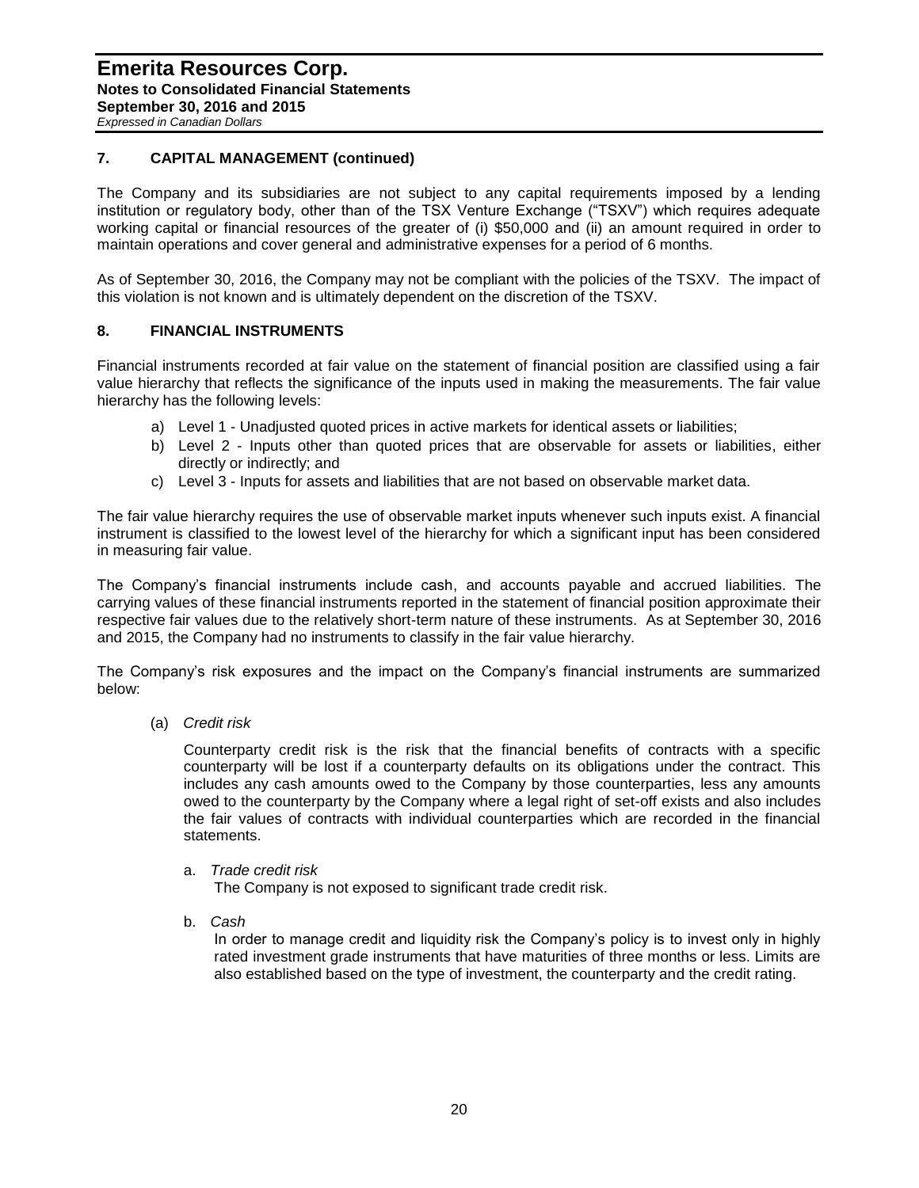## 7. CAPITAL MANAGEMENT (continued)

The Company and its subsidiaries are not subject to any capital requirements imposed by a lending institution or regulatory body, other than of the TSX Venture Exchange ("TSXV") which requires adequate working capital or financial resources of the greater of (i) $50,000 and (ii) an amount required in order to maintain operations and cover general and administrative expenses for a period of 6 months.

As of September 30, 2016, the Company may not be compliant with the policies of the TSXV. The impact of this violation is not known and is ultimately dependent on the discretion of the TSXV.

## 8. FINANCIAL INSTRUMENTS

Financial instruments recorded at fair value on the statement of financial position are classified using a fair value hierarchy that reflects the significance of the inputs used in making the measurements. The fair value hierarchy has the following levels:

a) Level 1 - Unadjusted quoted prices in active markets for identical assets or liabilities;
b) Level 2 - Inputs other than quoted prices that are observable for assets or liabilities, either directly or indirectly; and
c) Level 3 - Inputs for assets and liabilities that are not based on observable market data.

The fair value hierarchy requires the use of observable market inputs whenever such inputs exist. A financial instrument is classified to the lowest level of the hierarchy for which a significant input has been considered in measuring fair value.

The Company's financial instruments include cash, and accounts payable and accrued liabilities. The carrying values of these financial instruments reported in the statement of financial position approximate their respective fair values due to the relatively short-term nature of these instruments. As at September 30, 2016 and 2015, the Company had no instruments to classify in the fair value hierarchy.

The Company's risk exposures and the impact on the Company's financial instruments are summarized below:

(a) *Credit risk*

Counterparty credit risk is the risk that the financial benefits of contracts with a specific counterparty will be lost if a counterparty defaults on its obligations under the contract. This includes any cash amounts owed to the Company by those counterparties, less any amounts owed to the counterparty by the Company where a legal right of set-off exists and also includes the fair values of contracts with individual counterparties which are recorded in the financial statements.

a. *Trade credit risk*
The Company is not exposed to significant trade credit risk.

b. *Cash*
In order to manage credit and liquidity risk the Company's policy is to invest only in highly rated investment grade instruments that have maturities of three months or less. Limits are also established based on the type of investment, the counterparty and the credit rating.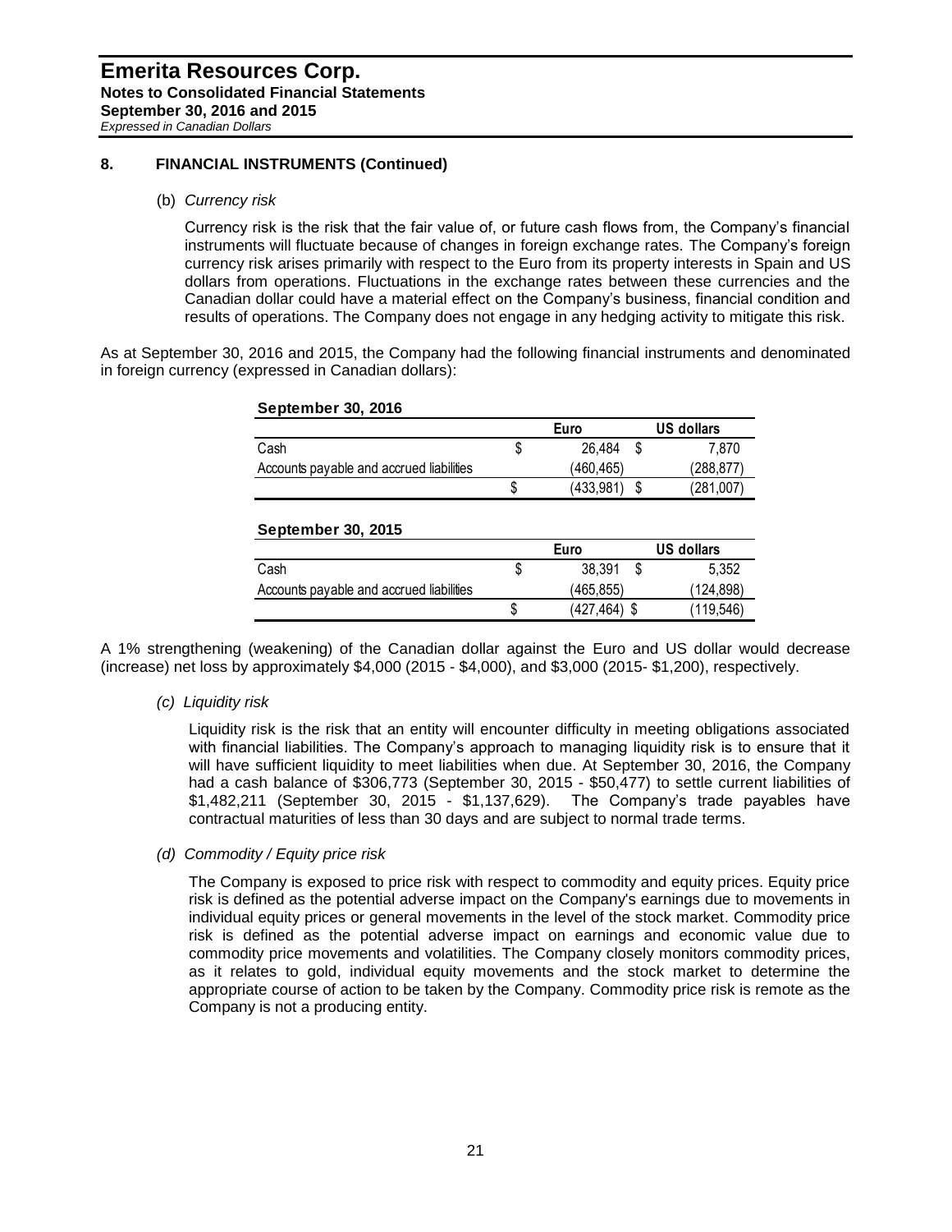## 8. FINANCIAL INSTRUMENTS (Continued)

(b) *Currency risk*

Currency risk is the risk that the fair value of, or future cash flows from, the Company's financial instruments will fluctuate because of changes in foreign exchange rates. The Company's foreign currency risk arises primarily with respect to the Euro from its property interests in Spain and US dollars from operations. Fluctuations in the exchange rates between these currencies and the Canadian dollar could have a material effect on the Company's business, financial condition and results of operations. The Company does not engage in any hedging activity to mitigate this risk.

As at September 30, 2016 and 2015, the Company had the following financial instruments and denominated in foreign currency (expressed in Canadian dollars):

**September 30, 2016**

| | Euro | US dollars |
|---|---|---|
| Cash | $ 26,484 | $ 7,870 |
| Accounts payable and accrued liabilities | (460,465) | (288,877) |
| | $ (433,981) | $ (281,007) |

**September 30, 2015**

| | Euro | US dollars |
|---|---|---|
| Cash | $ 38,391 | $ 5,352 |
| Accounts payable and accrued liabilities | (465,855) | (124,898) |
| | $ (427,464) | $ (119,546) |

A 1% strengthening (weakening) of the Canadian dollar against the Euro and US dollar would decrease (increase) net loss by approximately $4,000 (2015 - $4,000), and $3,000 (2015- $1,200), respectively.

*(c) Liquidity risk*

Liquidity risk is the risk that an entity will encounter difficulty in meeting obligations associated with financial liabilities. The Company's approach to managing liquidity risk is to ensure that it will have sufficient liquidity to meet liabilities when due. At September 30, 2016, the Company had a cash balance of $306,773 (September 30, 2015 - $50,477) to settle current liabilities of $1,482,211 (September 30, 2015 - $1,137,629). The Company's trade payables have contractual maturities of less than 30 days and are subject to normal trade terms.

*(d) Commodity / Equity price risk*

The Company is exposed to price risk with respect to commodity and equity prices. Equity price risk is defined as the potential adverse impact on the Company's earnings due to movements in individual equity prices or general movements in the level of the stock market. Commodity price risk is defined as the potential adverse impact on earnings and economic value due to commodity price movements and volatilities. The Company closely monitors commodity prices, as it relates to gold, individual equity movements and the stock market to determine the appropriate course of action to be taken by the Company. Commodity price risk is remote as the Company is not a producing entity.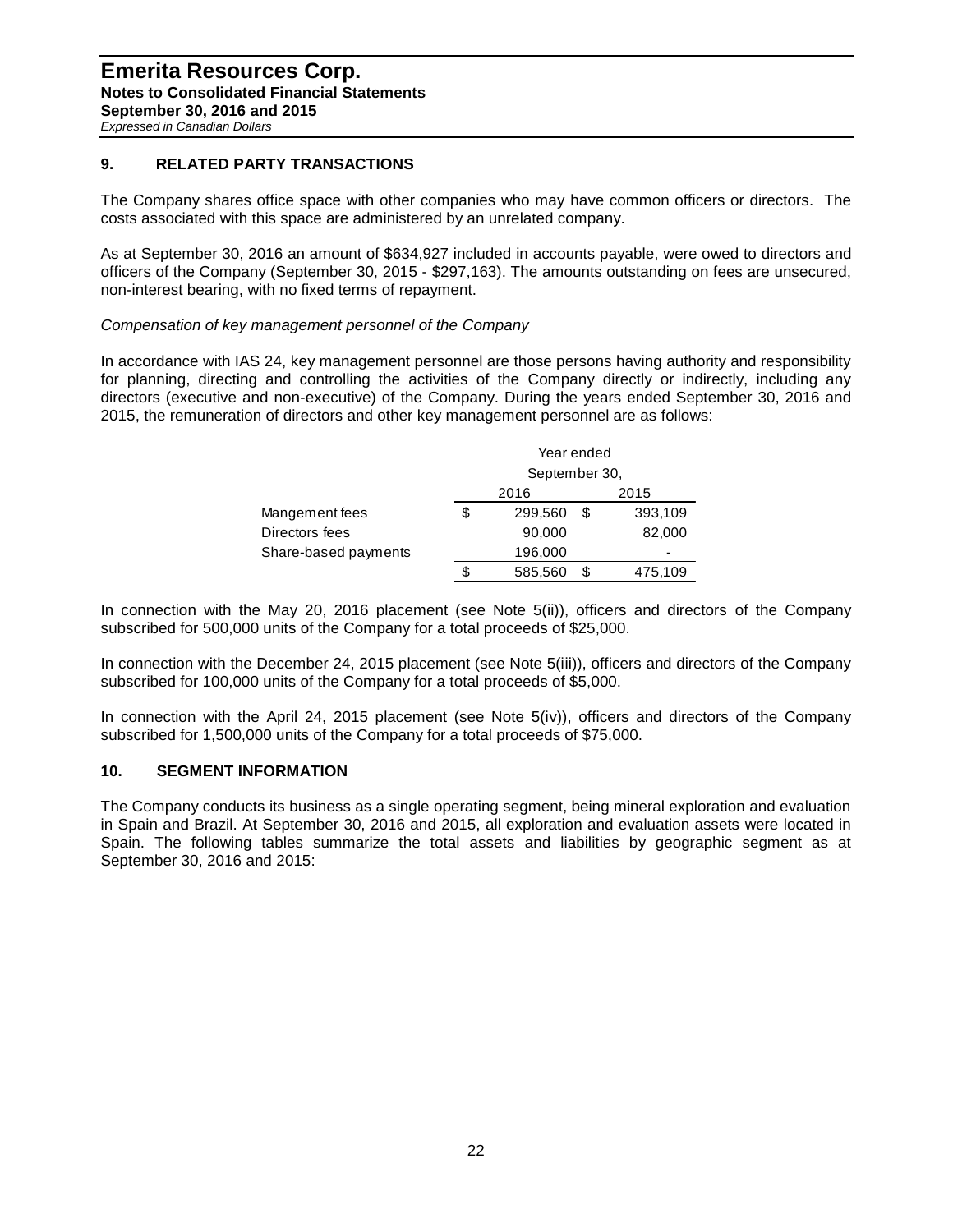# Emerita Resources Corp.

**Notes to Consolidated Financial Statements**
**September 30, 2016 and 2015**
*Expressed in Canadian Dollars*

## 9. RELATED PARTY TRANSACTIONS

The Company shares office space with other companies who may have common officers or directors. The costs associated with this space are administered by an unrelated company.

As at September 30, 2016 an amount of $634,927 included in accounts payable, were owed to directors and officers of the Company (September 30, 2015 - $297,163). The amounts outstanding on fees are unsecured, non-interest bearing, with no fixed terms of repayment.

*Compensation of key management personnel of the Company*

In accordance with IAS 24, key management personnel are those persons having authority and responsibility for planning, directing and controlling the activities of the Company directly or indirectly, including any directors (executive and non-executive) of the Company. During the years ended September 30, 2016 and 2015, the remuneration of directors and other key management personnel are as follows:

| | Year ended September 30, | |
|---|---|---|
| | 2016 | 2015 |
| Mangement fees | $ 299,560 | $ 393,109 |
| Directors fees | 90,000 | 82,000 |
| Share-based payments | 196,000 | - |
| | $ 585,560 | $ 475,109 |

In connection with the May 20, 2016 placement (see Note 5(ii)), officers and directors of the Company subscribed for 500,000 units of the Company for a total proceeds of $25,000.

In connection with the December 24, 2015 placement (see Note 5(iii)), officers and directors of the Company subscribed for 100,000 units of the Company for a total proceeds of $5,000.

In connection with the April 24, 2015 placement (see Note 5(iv)), officers and directors of the Company subscribed for 1,500,000 units of the Company for a total proceeds of $75,000.

## 10. SEGMENT INFORMATION

The Company conducts its business as a single operating segment, being mineral exploration and evaluation in Spain and Brazil. At September 30, 2016 and 2015, all exploration and evaluation assets were located in Spain. The following tables summarize the total assets and liabilities by geographic segment as at September 30, 2016 and 2015: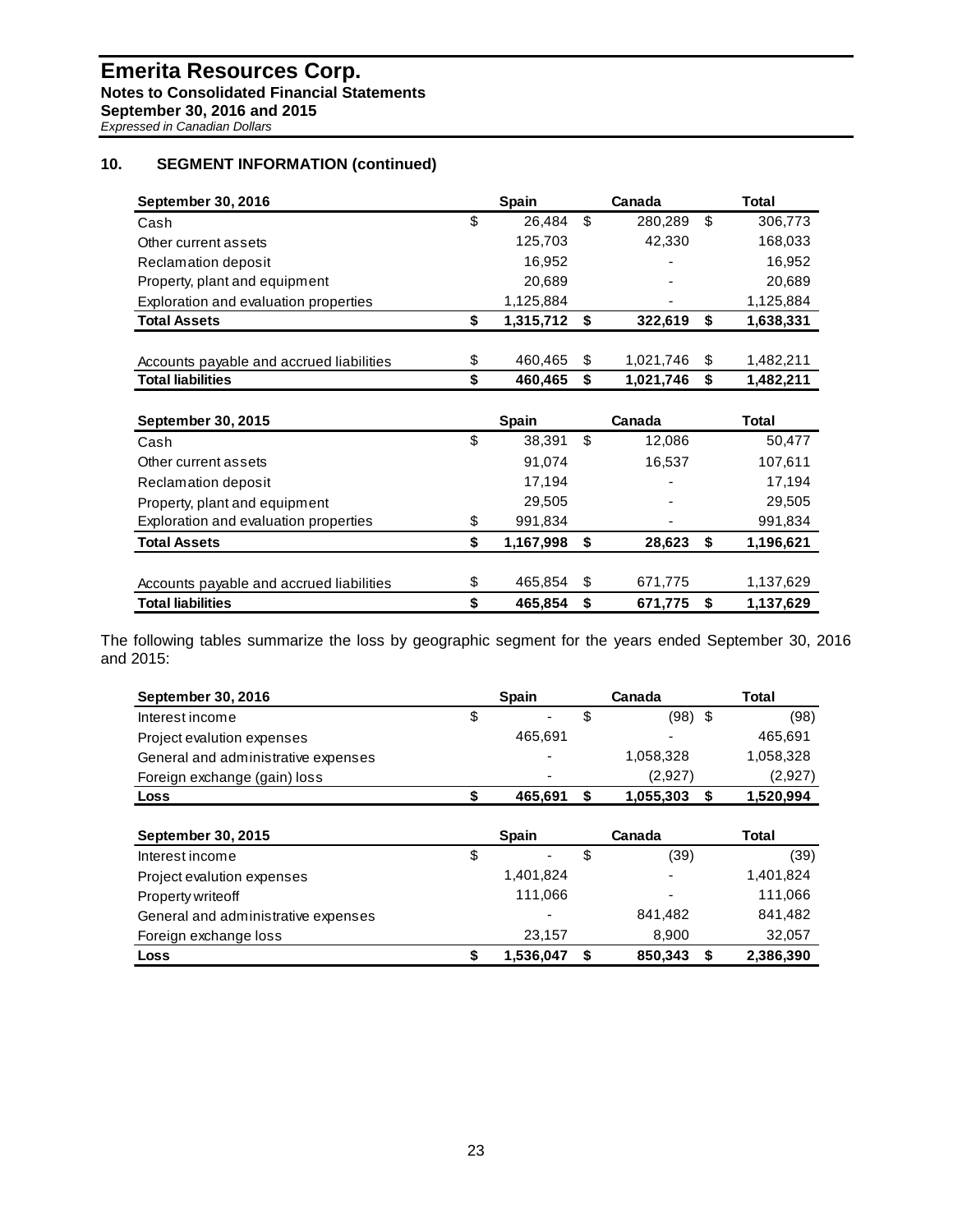## 10. SEGMENT INFORMATION (continued)

| September 30, 2016 | Spain | Canada | Total |
|---|---|---|---|
| Cash | $ 26,484 | $ 280,289 | $ 306,773 |
| Other current assets | 125,703 | 42,330 | 168,033 |
| Reclamation deposit | 16,952 | - | 16,952 |
| Property, plant and equipment | 20,689 | - | 20,689 |
| Exploration and evaluation properties | 1,125,884 | - | 1,125,884 |
| **Total Assets** | **$ 1,315,712** | **$ 322,619** | **$ 1,638,331** |
| | | | |
| Accounts payable and accrued liabilities | $ 460,465 | $ 1,021,746 | $ 1,482,211 |
| **Total liabilities** | **$ 460,465** | **$ 1,021,746** | **$ 1,482,211** |

| September 30, 2015 | Spain | Canada | Total |
|---|---|---|---|
| Cash | $ 38,391 | $ 12,086 | 50,477 |
| Other current assets | 91,074 | 16,537 | 107,611 |
| Reclamation deposit | 17,194 | - | 17,194 |
| Property, plant and equipment | 29,505 | - | 29,505 |
| Exploration and evaluation properties | $ 991,834 | - | 991,834 |
| **Total Assets** | **$ 1,167,998** | **$ 28,623** | **$ 1,196,621** |
| | | | |
| Accounts payable and accrued liabilities | $ 465,854 | $ 671,775 | 1,137,629 |
| **Total liabilities** | **$ 465,854** | **$ 671,775** | **$ 1,137,629** |

The following tables summarize the loss by geographic segment for the years ended September 30, 2016 and 2015:

| September 30, 2016 | Spain | Canada | Total |
|---|---|---|---|
| Interest income | $ - | $ (98) | $ (98) |
| Project evalution expenses | 465,691 | - | 465,691 |
| General and administrative expenses | - | 1,058,328 | 1,058,328 |
| Foreign exchange (gain) loss | - | (2,927) | (2,927) |
| **Loss** | **$ 465,691** | **$ 1,055,303** | **$ 1,520,994** |

| September 30, 2015 | Spain | Canada | Total |
|---|---|---|---|
| Interest income | $ - | $ (39) | (39) |
| Project evalution expenses | 1,401,824 | - | 1,401,824 |
| Property writeoff | 111,066 | - | 111,066 |
| General and administrative expenses | - | 841,482 | 841,482 |
| Foreign exchange loss | 23,157 | 8,900 | 32,057 |
| **Loss** | **$ 1,536,047** | **$ 850,343** | **$ 2,386,390** |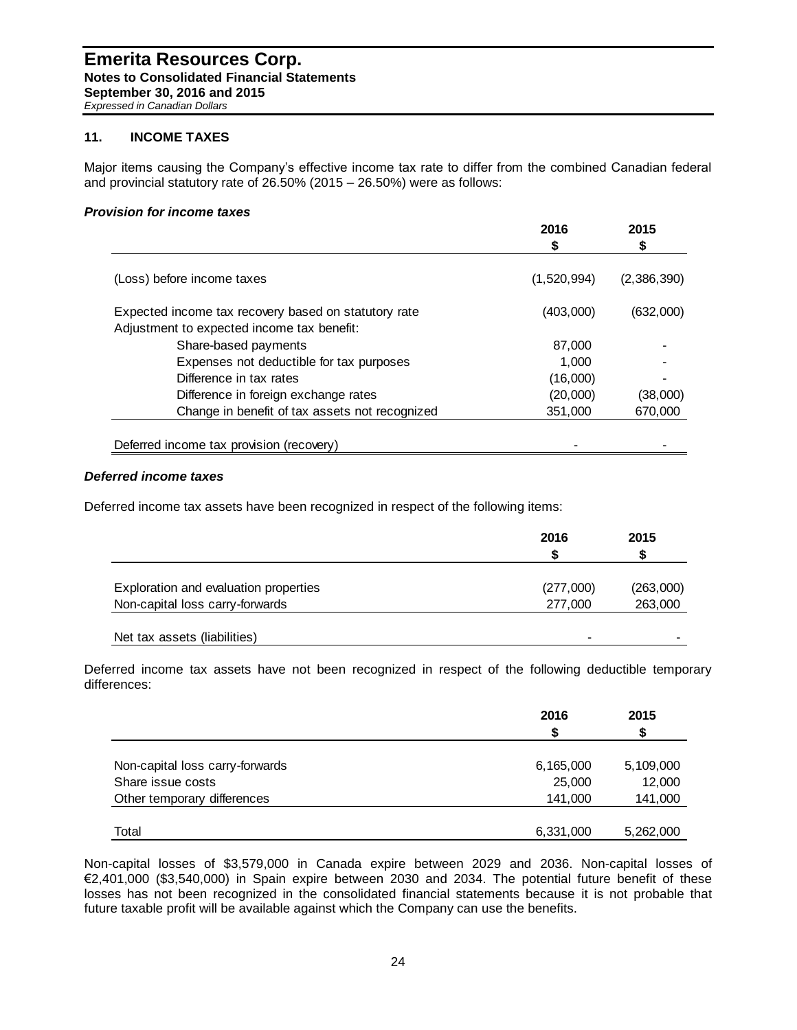**Emerita Resources Corp.**
**Notes to Consolidated Financial Statements**
**September 30, 2016 and 2015**
*Expressed in Canadian Dollars*

## 11. INCOME TAXES

Major items causing the Company's effective income tax rate to differ from the combined Canadian federal and provincial statutory rate of 26.50% (2015 – 26.50%) were as follows:

### *Provision for income taxes*

| | 2016<br>$ | 2015<br>$ |
|---|---|---|
| (Loss) before income taxes | (1,520,994) | (2,386,390) |
| Expected income tax recovery based on statutory rate | (403,000) | (632,000) |
| Adjustment to expected income tax benefit: | | |
| Share-based payments | 87,000 | - |
| Expenses not deductible for tax purposes | 1,000 | - |
| Difference in tax rates | (16,000) | - |
| Difference in foreign exchange rates | (20,000) | (38,000) |
| Change in benefit of tax assets not recognized | 351,000 | 670,000 |
| Deferred income tax provision (recovery) | - | - |

### *Deferred income taxes*

Deferred income tax assets have been recognized in respect of the following items:

| | 2016<br>$ | 2015<br>$ |
|---|---|---|
| Exploration and evaluation properties | (277,000) | (263,000) |
| Non-capital loss carry-forwards | 277,000 | 263,000 |
| Net tax assets (liabilities) | - | - |

Deferred income tax assets have not been recognized in respect of the following deductible temporary differences:

| | 2016<br>$ | 2015<br>$ |
|---|---|---|
| Non-capital loss carry-forwards | 6,165,000 | 5,109,000 |
| Share issue costs | 25,000 | 12,000 |
| Other temporary differences | 141,000 | 141,000 |
| Total | 6,331,000 | 5,262,000 |

Non-capital losses of $3,579,000 in Canada expire between 2029 and 2036. Non-capital losses of €2,401,000 ($3,540,000) in Spain expire between 2030 and 2034. The potential future benefit of these losses has not been recognized in the consolidated financial statements because it is not probable that future taxable profit will be available against which the Company can use the benefits.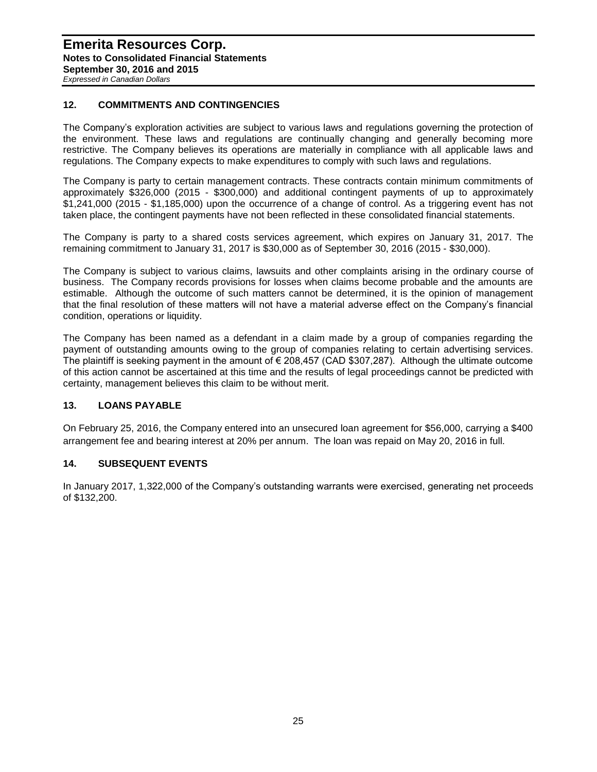## 12. COMMITMENTS AND CONTINGENCIES

The Company's exploration activities are subject to various laws and regulations governing the protection of the environment. These laws and regulations are continually changing and generally becoming more restrictive. The Company believes its operations are materially in compliance with all applicable laws and regulations. The Company expects to make expenditures to comply with such laws and regulations.

The Company is party to certain management contracts. These contracts contain minimum commitments of approximately $326,000 (2015 - $300,000) and additional contingent payments of up to approximately $1,241,000 (2015 - $1,185,000) upon the occurrence of a change of control. As a triggering event has not taken place, the contingent payments have not been reflected in these consolidated financial statements.

The Company is party to a shared costs services agreement, which expires on January 31, 2017. The remaining commitment to January 31, 2017 is $30,000 as of September 30, 2016 (2015 - $30,000).

The Company is subject to various claims, lawsuits and other complaints arising in the ordinary course of business. The Company records provisions for losses when claims become probable and the amounts are estimable. Although the outcome of such matters cannot be determined, it is the opinion of management that the final resolution of these matters will not have a material adverse effect on the Company's financial condition, operations or liquidity.

The Company has been named as a defendant in a claim made by a group of companies regarding the payment of outstanding amounts owing to the group of companies relating to certain advertising services. The plaintiff is seeking payment in the amount of € 208,457 (CAD $307,287). Although the ultimate outcome of this action cannot be ascertained at this time and the results of legal proceedings cannot be predicted with certainty, management believes this claim to be without merit.

## 13. LOANS PAYABLE

On February 25, 2016, the Company entered into an unsecured loan agreement for $56,000, carrying a $400 arrangement fee and bearing interest at 20% per annum. The loan was repaid on May 20, 2016 in full.

## 14. SUBSEQUENT EVENTS

In January 2017, 1,322,000 of the Company's outstanding warrants were exercised, generating net proceeds of $132,200.